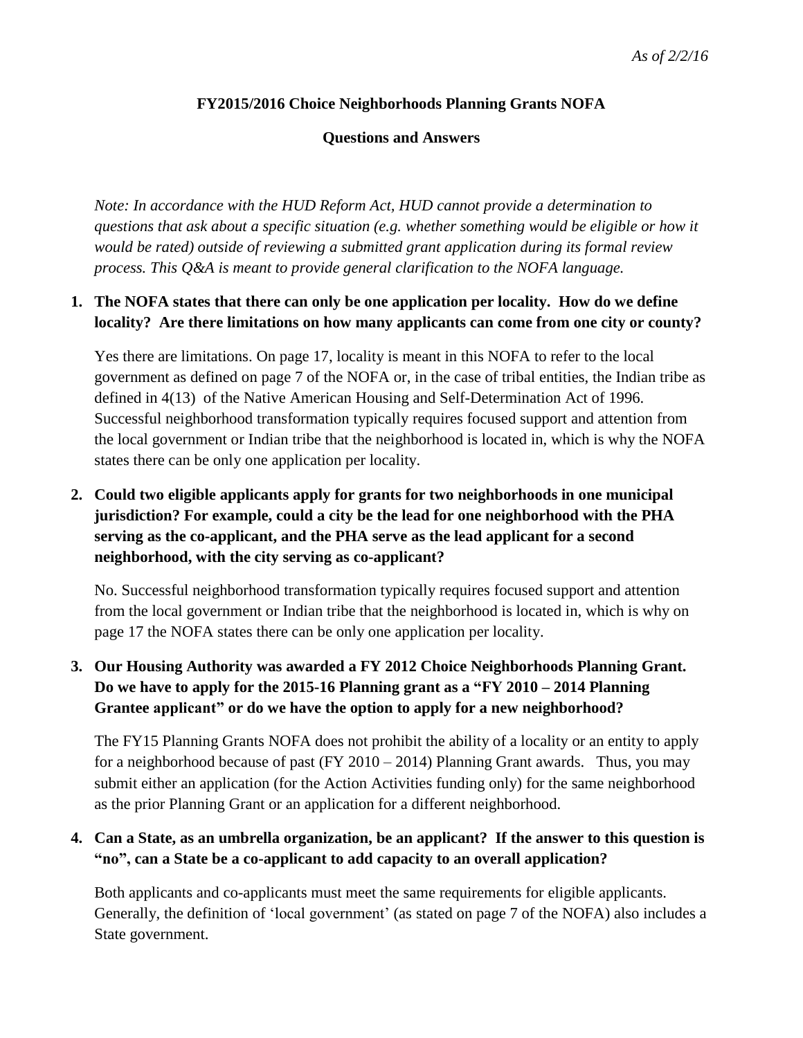*As of 2/2/16*

**FY2015/2016 Choice Neighborhoods Planning Grants NOFA**

**Questions and Answers**

*Note: In accordance with the HUD Reform Act, HUD cannot provide a determination to questions that ask about a specific situation (e.g. whether something would be eligible or how it would be rated) outside of reviewing a submitted grant application during its formal review process. This Q&A is meant to provide general clarification to the NOFA language.*

1. **The NOFA states that there can only be one application per locality. How do we define locality? Are there limitations on how many applicants can come from one city or county?**

   Yes there are limitations. On page 17, locality is meant in this NOFA to refer to the local government as defined on page 7 of the NOFA or, in the case of tribal entities, the Indian tribe as defined in 4(13) of the Native American Housing and Self-Determination Act of 1996. Successful neighborhood transformation typically requires focused support and attention from the local government or Indian tribe that the neighborhood is located in, which is why the NOFA states there can be only one application per locality.

2. **Could two eligible applicants apply for grants for two neighborhoods in one municipal jurisdiction? For example, could a city be the lead for one neighborhood with the PHA serving as the co-applicant, and the PHA serve as the lead applicant for a second neighborhood, with the city serving as co-applicant?**

   No. Successful neighborhood transformation typically requires focused support and attention from the local government or Indian tribe that the neighborhood is located in, which is why on page 17 the NOFA states there can be only one application per locality.

3. **Our Housing Authority was awarded a FY 2012 Choice Neighborhoods Planning Grant. Do we have to apply for the 2015-16 Planning grant as a "FY 2010 – 2014 Planning Grantee applicant" or do we have the option to apply for a new neighborhood?**

   The FY15 Planning Grants NOFA does not prohibit the ability of a locality or an entity to apply for a neighborhood because of past (FY 2010 – 2014) Planning Grant awards. Thus, you may submit either an application (for the Action Activities funding only) for the same neighborhood as the prior Planning Grant or an application for a different neighborhood.

4. **Can a State, as an umbrella organization, be an applicant? If the answer to this question is "no", can a State be a co-applicant to add capacity to an overall application?**

   Both applicants and co-applicants must meet the same requirements for eligible applicants. Generally, the definition of 'local government' (as stated on page 7 of the NOFA) also includes a State government.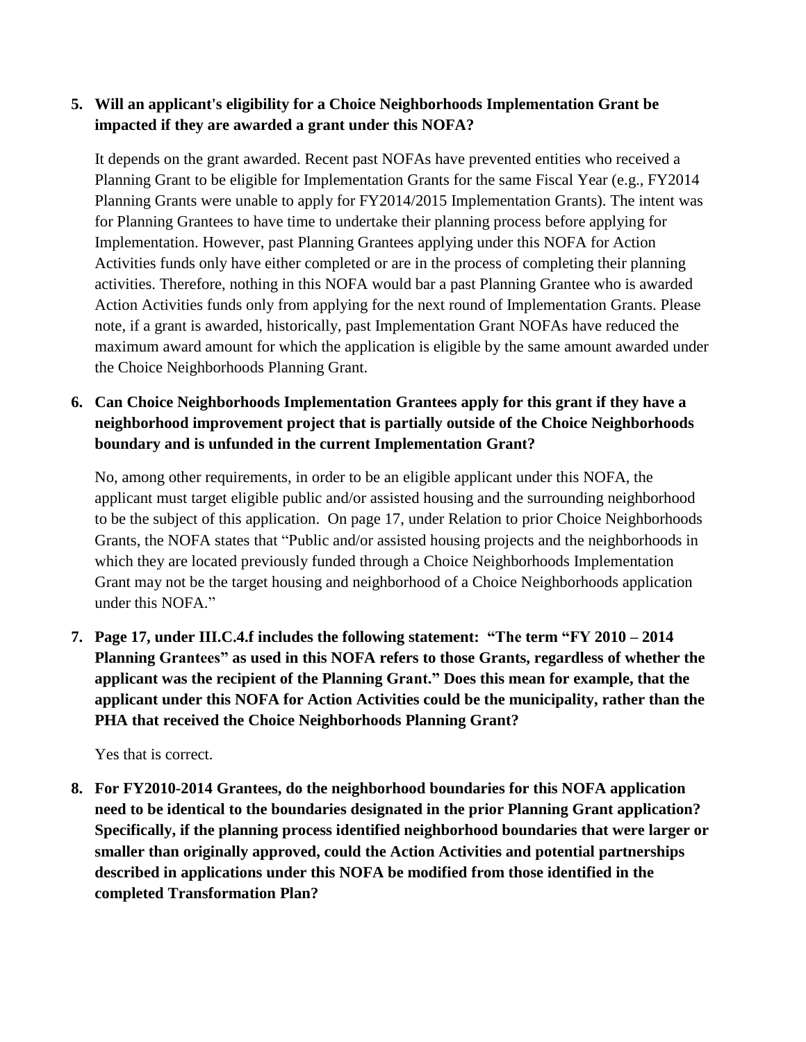5. **Will an applicant's eligibility for a Choice Neighborhoods Implementation Grant be impacted if they are awarded a grant under this NOFA?**

   It depends on the grant awarded. Recent past NOFAs have prevented entities who received a Planning Grant to be eligible for Implementation Grants for the same Fiscal Year (e.g., FY2014 Planning Grants were unable to apply for FY2014/2015 Implementation Grants). The intent was for Planning Grantees to have time to undertake their planning process before applying for Implementation. However, past Planning Grantees applying under this NOFA for Action Activities funds only have either completed or are in the process of completing their planning activities. Therefore, nothing in this NOFA would bar a past Planning Grantee who is awarded Action Activities funds only from applying for the next round of Implementation Grants. Please note, if a grant is awarded, historically, past Implementation Grant NOFAs have reduced the maximum award amount for which the application is eligible by the same amount awarded under the Choice Neighborhoods Planning Grant.

6. **Can Choice Neighborhoods Implementation Grantees apply for this grant if they have a neighborhood improvement project that is partially outside of the Choice Neighborhoods boundary and is unfunded in the current Implementation Grant?**

   No, among other requirements, in order to be an eligible applicant under this NOFA, the applicant must target eligible public and/or assisted housing and the surrounding neighborhood to be the subject of this application. On page 17, under Relation to prior Choice Neighborhoods Grants, the NOFA states that "Public and/or assisted housing projects and the neighborhoods in which they are located previously funded through a Choice Neighborhoods Implementation Grant may not be the target housing and neighborhood of a Choice Neighborhoods application under this NOFA."

7. **Page 17, under III.C.4.f includes the following statement: "The term "FY 2010 – 2014 Planning Grantees" as used in this NOFA refers to those Grants, regardless of whether the applicant was the recipient of the Planning Grant." Does this mean for example, that the applicant under this NOFA for Action Activities could be the municipality, rather than the PHA that received the Choice Neighborhoods Planning Grant?**

   Yes that is correct.

8. **For FY2010-2014 Grantees, do the neighborhood boundaries for this NOFA application need to be identical to the boundaries designated in the prior Planning Grant application? Specifically, if the planning process identified neighborhood boundaries that were larger or smaller than originally approved, could the Action Activities and potential partnerships described in applications under this NOFA be modified from those identified in the completed Transformation Plan?**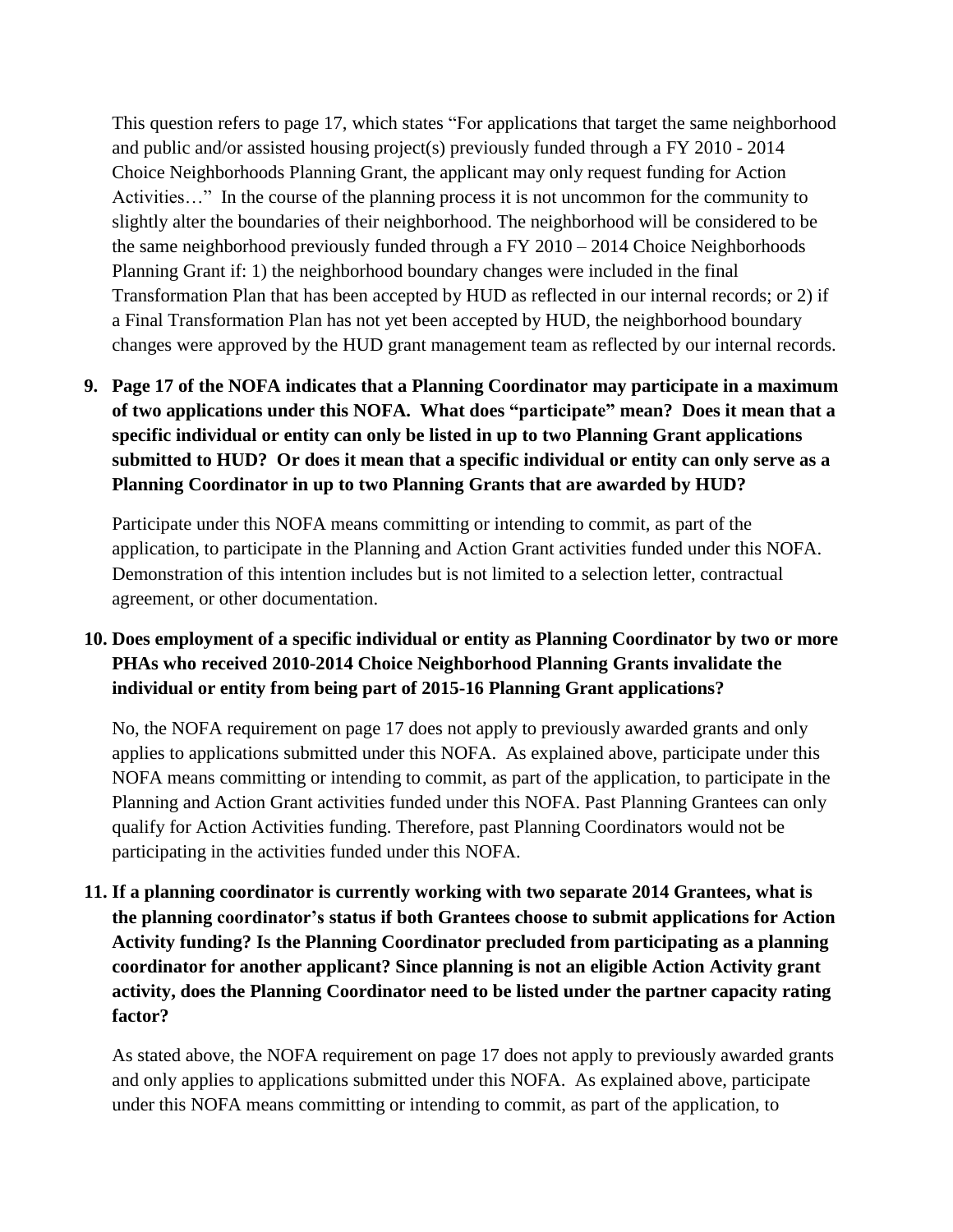This question refers to page 17, which states "For applications that target the same neighborhood and public and/or assisted housing project(s) previously funded through a FY 2010 - 2014 Choice Neighborhoods Planning Grant, the applicant may only request funding for Action Activities…" In the course of the planning process it is not uncommon for the community to slightly alter the boundaries of their neighborhood. The neighborhood will be considered to be the same neighborhood previously funded through a FY 2010 – 2014 Choice Neighborhoods Planning Grant if: 1) the neighborhood boundary changes were included in the final Transformation Plan that has been accepted by HUD as reflected in our internal records; or 2) if a Final Transformation Plan has not yet been accepted by HUD, the neighborhood boundary changes were approved by the HUD grant management team as reflected by our internal records.

9. **Page 17 of the NOFA indicates that a Planning Coordinator may participate in a maximum of two applications under this NOFA. What does "participate" mean? Does it mean that a specific individual or entity can only be listed in up to two Planning Grant applications submitted to HUD? Or does it mean that a specific individual or entity can only serve as a Planning Coordinator in up to two Planning Grants that are awarded by HUD?**

   Participate under this NOFA means committing or intending to commit, as part of the application, to participate in the Planning and Action Grant activities funded under this NOFA. Demonstration of this intention includes but is not limited to a selection letter, contractual agreement, or other documentation.

10. **Does employment of a specific individual or entity as Planning Coordinator by two or more PHAs who received 2010-2014 Choice Neighborhood Planning Grants invalidate the individual or entity from being part of 2015-16 Planning Grant applications?**

    No, the NOFA requirement on page 17 does not apply to previously awarded grants and only applies to applications submitted under this NOFA. As explained above, participate under this NOFA means committing or intending to commit, as part of the application, to participate in the Planning and Action Grant activities funded under this NOFA. Past Planning Grantees can only qualify for Action Activities funding. Therefore, past Planning Coordinators would not be participating in the activities funded under this NOFA.

11. **If a planning coordinator is currently working with two separate 2014 Grantees, what is the planning coordinator's status if both Grantees choose to submit applications for Action Activity funding? Is the Planning Coordinator precluded from participating as a planning coordinator for another applicant? Since planning is not an eligible Action Activity grant activity, does the Planning Coordinator need to be listed under the partner capacity rating factor?**

    As stated above, the NOFA requirement on page 17 does not apply to previously awarded grants and only applies to applications submitted under this NOFA. As explained above, participate under this NOFA means committing or intending to commit, as part of the application, to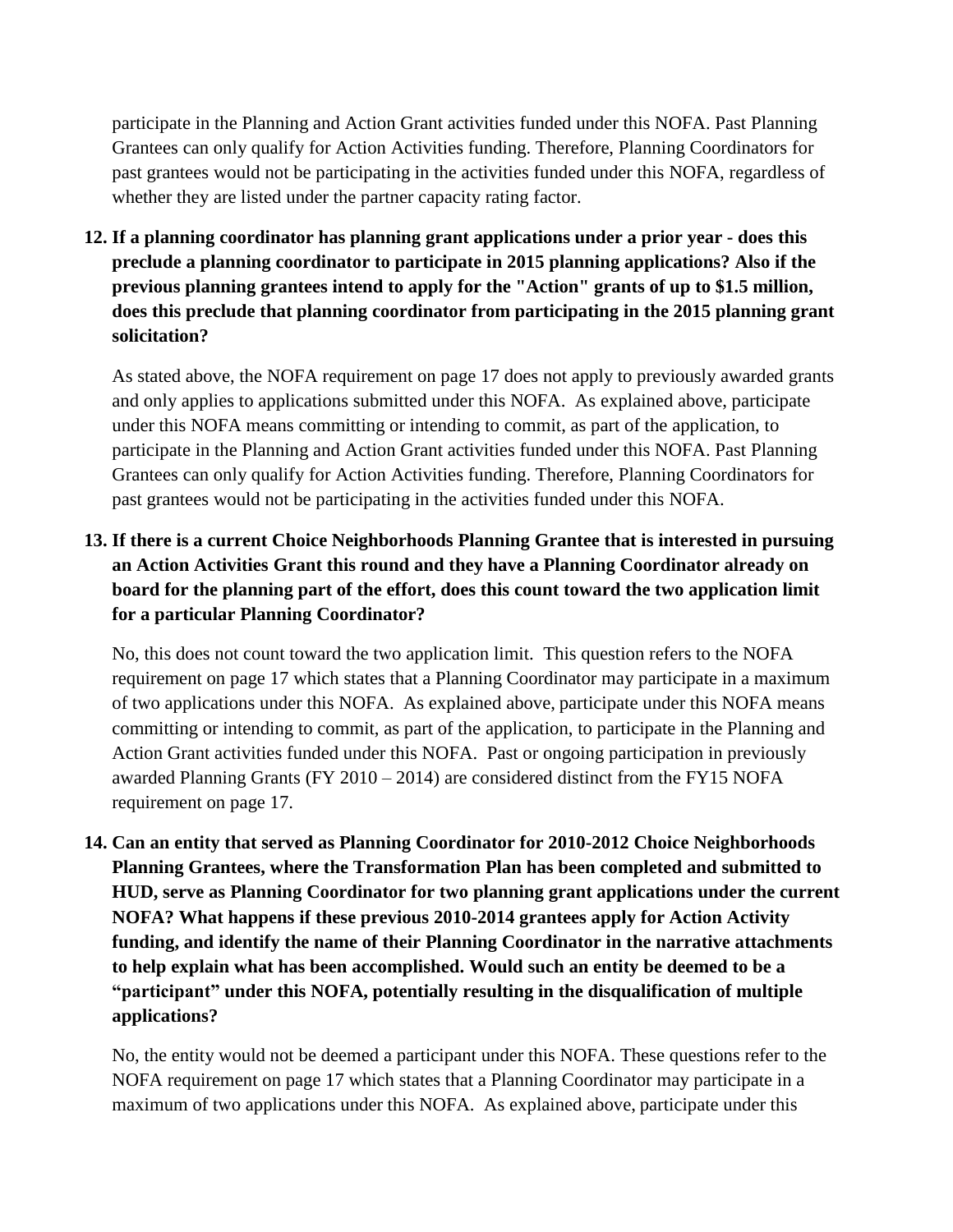participate in the Planning and Action Grant activities funded under this NOFA. Past Planning Grantees can only qualify for Action Activities funding. Therefore, Planning Coordinators for past grantees would not be participating in the activities funded under this NOFA, regardless of whether they are listed under the partner capacity rating factor.

**12. If a planning coordinator has planning grant applications under a prior year - does this preclude a planning coordinator to participate in 2015 planning applications? Also if the previous planning grantees intend to apply for the "Action" grants of up to $1.5 million, does this preclude that planning coordinator from participating in the 2015 planning grant solicitation?**

As stated above, the NOFA requirement on page 17 does not apply to previously awarded grants and only applies to applications submitted under this NOFA. As explained above, participate under this NOFA means committing or intending to commit, as part of the application, to participate in the Planning and Action Grant activities funded under this NOFA. Past Planning Grantees can only qualify for Action Activities funding. Therefore, Planning Coordinators for past grantees would not be participating in the activities funded under this NOFA.

**13. If there is a current Choice Neighborhoods Planning Grantee that is interested in pursuing an Action Activities Grant this round and they have a Planning Coordinator already on board for the planning part of the effort, does this count toward the two application limit for a particular Planning Coordinator?**

No, this does not count toward the two application limit. This question refers to the NOFA requirement on page 17 which states that a Planning Coordinator may participate in a maximum of two applications under this NOFA. As explained above, participate under this NOFA means committing or intending to commit, as part of the application, to participate in the Planning and Action Grant activities funded under this NOFA. Past or ongoing participation in previously awarded Planning Grants (FY 2010 – 2014) are considered distinct from the FY15 NOFA requirement on page 17.

**14. Can an entity that served as Planning Coordinator for 2010-2012 Choice Neighborhoods Planning Grantees, where the Transformation Plan has been completed and submitted to HUD, serve as Planning Coordinator for two planning grant applications under the current NOFA? What happens if these previous 2010-2014 grantees apply for Action Activity funding, and identify the name of their Planning Coordinator in the narrative attachments to help explain what has been accomplished. Would such an entity be deemed to be a "participant" under this NOFA, potentially resulting in the disqualification of multiple applications?**

No, the entity would not be deemed a participant under this NOFA. These questions refer to the NOFA requirement on page 17 which states that a Planning Coordinator may participate in a maximum of two applications under this NOFA. As explained above, participate under this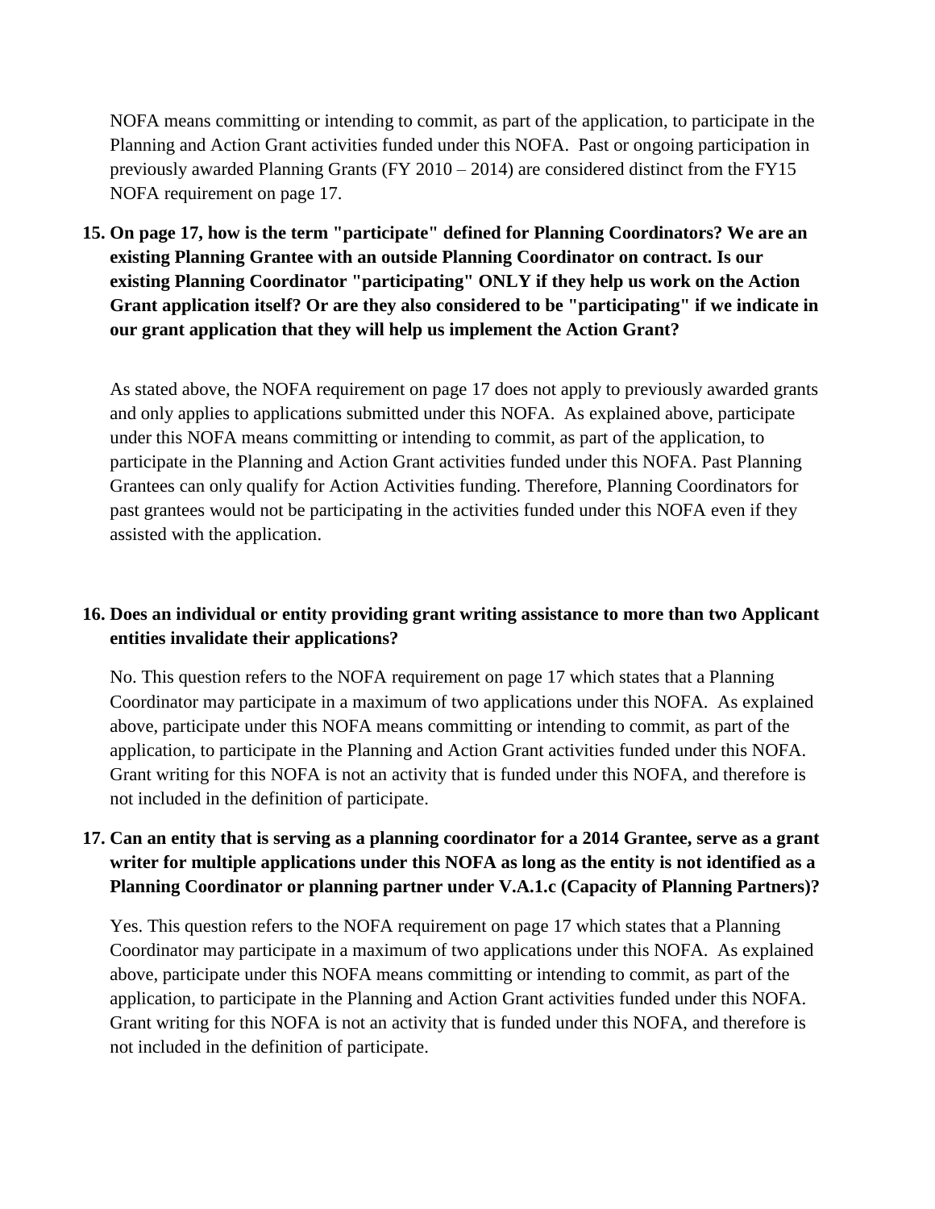NOFA means committing or intending to commit, as part of the application, to participate in the Planning and Action Grant activities funded under this NOFA. Past or ongoing participation in previously awarded Planning Grants (FY 2010 – 2014) are considered distinct from the FY15 NOFA requirement on page 17.

**15. On page 17, how is the term "participate" defined for Planning Coordinators? We are an existing Planning Grantee with an outside Planning Coordinator on contract. Is our existing Planning Coordinator "participating" ONLY if they help us work on the Action Grant application itself? Or are they also considered to be "participating" if we indicate in our grant application that they will help us implement the Action Grant?**

As stated above, the NOFA requirement on page 17 does not apply to previously awarded grants and only applies to applications submitted under this NOFA. As explained above, participate under this NOFA means committing or intending to commit, as part of the application, to participate in the Planning and Action Grant activities funded under this NOFA. Past Planning Grantees can only qualify for Action Activities funding. Therefore, Planning Coordinators for past grantees would not be participating in the activities funded under this NOFA even if they assisted with the application.

**16. Does an individual or entity providing grant writing assistance to more than two Applicant entities invalidate their applications?**

No. This question refers to the NOFA requirement on page 17 which states that a Planning Coordinator may participate in a maximum of two applications under this NOFA. As explained above, participate under this NOFA means committing or intending to commit, as part of the application, to participate in the Planning and Action Grant activities funded under this NOFA. Grant writing for this NOFA is not an activity that is funded under this NOFA, and therefore is not included in the definition of participate.

**17. Can an entity that is serving as a planning coordinator for a 2014 Grantee, serve as a grant writer for multiple applications under this NOFA as long as the entity is not identified as a Planning Coordinator or planning partner under V.A.1.c (Capacity of Planning Partners)?**

Yes. This question refers to the NOFA requirement on page 17 which states that a Planning Coordinator may participate in a maximum of two applications under this NOFA. As explained above, participate under this NOFA means committing or intending to commit, as part of the application, to participate in the Planning and Action Grant activities funded under this NOFA. Grant writing for this NOFA is not an activity that is funded under this NOFA, and therefore is not included in the definition of participate.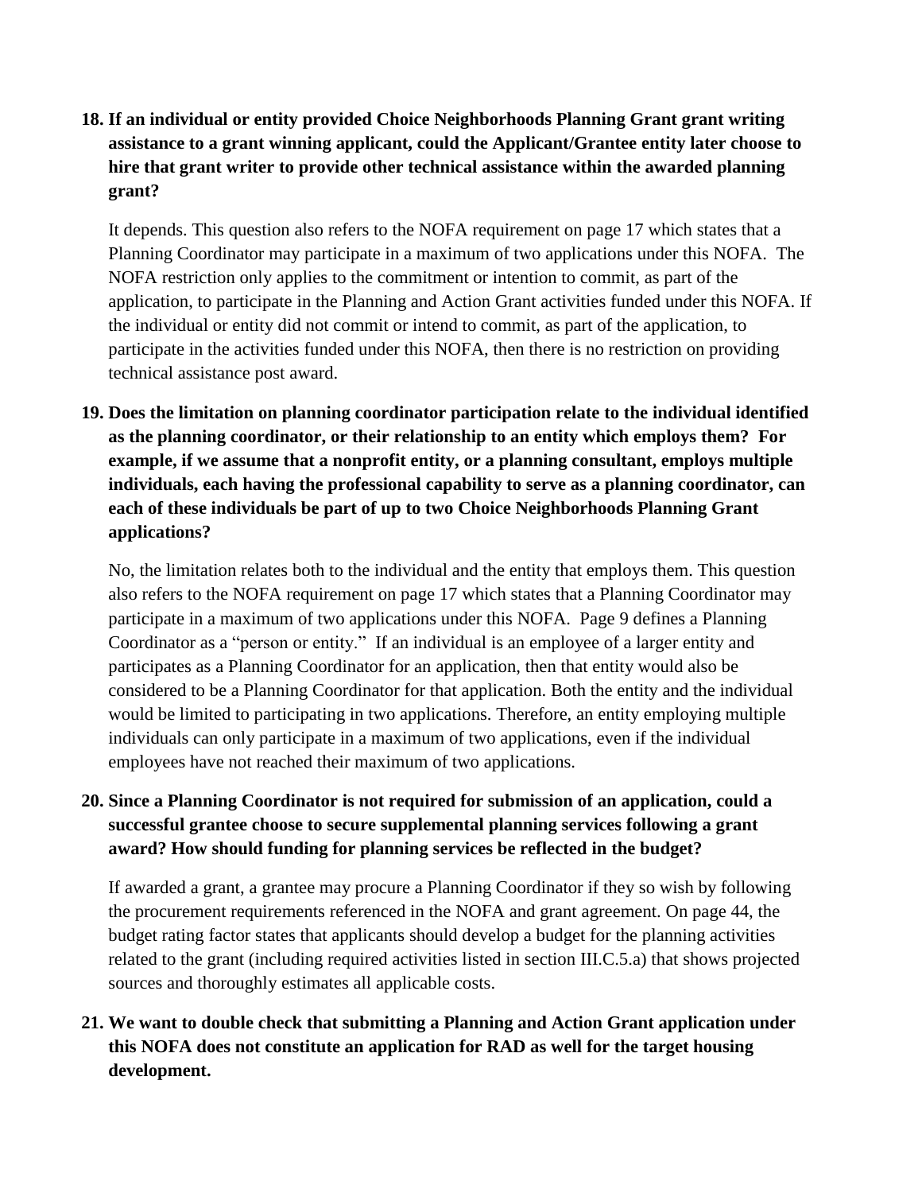**18. If an individual or entity provided Choice Neighborhoods Planning Grant grant writing assistance to a grant winning applicant, could the Applicant/Grantee entity later choose to hire that grant writer to provide other technical assistance within the awarded planning grant?**

It depends. This question also refers to the NOFA requirement on page 17 which states that a Planning Coordinator may participate in a maximum of two applications under this NOFA. The NOFA restriction only applies to the commitment or intention to commit, as part of the application, to participate in the Planning and Action Grant activities funded under this NOFA. If the individual or entity did not commit or intend to commit, as part of the application, to participate in the activities funded under this NOFA, then there is no restriction on providing technical assistance post award.

**19. Does the limitation on planning coordinator participation relate to the individual identified as the planning coordinator, or their relationship to an entity which employs them? For example, if we assume that a nonprofit entity, or a planning consultant, employs multiple individuals, each having the professional capability to serve as a planning coordinator, can each of these individuals be part of up to two Choice Neighborhoods Planning Grant applications?**

No, the limitation relates both to the individual and the entity that employs them. This question also refers to the NOFA requirement on page 17 which states that a Planning Coordinator may participate in a maximum of two applications under this NOFA. Page 9 defines a Planning Coordinator as a "person or entity." If an individual is an employee of a larger entity and participates as a Planning Coordinator for an application, then that entity would also be considered to be a Planning Coordinator for that application. Both the entity and the individual would be limited to participating in two applications. Therefore, an entity employing multiple individuals can only participate in a maximum of two applications, even if the individual employees have not reached their maximum of two applications.

**20. Since a Planning Coordinator is not required for submission of an application, could a successful grantee choose to secure supplemental planning services following a grant award? How should funding for planning services be reflected in the budget?**

If awarded a grant, a grantee may procure a Planning Coordinator if they so wish by following the procurement requirements referenced in the NOFA and grant agreement. On page 44, the budget rating factor states that applicants should develop a budget for the planning activities related to the grant (including required activities listed in section III.C.5.a) that shows projected sources and thoroughly estimates all applicable costs.

**21. We want to double check that submitting a Planning and Action Grant application under this NOFA does not constitute an application for RAD as well for the target housing development.**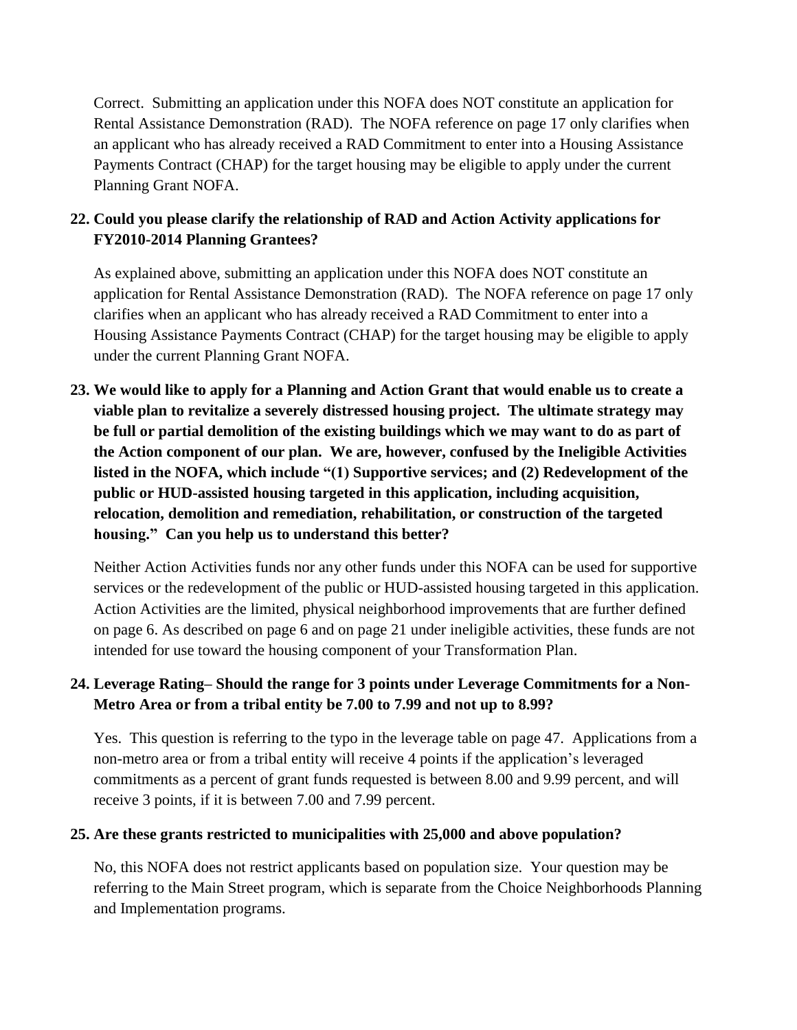Correct. Submitting an application under this NOFA does NOT constitute an application for Rental Assistance Demonstration (RAD). The NOFA reference on page 17 only clarifies when an applicant who has already received a RAD Commitment to enter into a Housing Assistance Payments Contract (CHAP) for the target housing may be eligible to apply under the current Planning Grant NOFA.

**22. Could you please clarify the relationship of RAD and Action Activity applications for FY2010-2014 Planning Grantees?**

As explained above, submitting an application under this NOFA does NOT constitute an application for Rental Assistance Demonstration (RAD). The NOFA reference on page 17 only clarifies when an applicant who has already received a RAD Commitment to enter into a Housing Assistance Payments Contract (CHAP) for the target housing may be eligible to apply under the current Planning Grant NOFA.

**23. We would like to apply for a Planning and Action Grant that would enable us to create a viable plan to revitalize a severely distressed housing project. The ultimate strategy may be full or partial demolition of the existing buildings which we may want to do as part of the Action component of our plan. We are, however, confused by the Ineligible Activities listed in the NOFA, which include "(1) Supportive services; and (2) Redevelopment of the public or HUD-assisted housing targeted in this application, including acquisition, relocation, demolition and remediation, rehabilitation, or construction of the targeted housing." Can you help us to understand this better?**

Neither Action Activities funds nor any other funds under this NOFA can be used for supportive services or the redevelopment of the public or HUD-assisted housing targeted in this application. Action Activities are the limited, physical neighborhood improvements that are further defined on page 6. As described on page 6 and on page 21 under ineligible activities, these funds are not intended for use toward the housing component of your Transformation Plan.

**24. Leverage Rating– Should the range for 3 points under Leverage Commitments for a Non-Metro Area or from a tribal entity be 7.00 to 7.99 and not up to 8.99?**

Yes. This question is referring to the typo in the leverage table on page 47. Applications from a non-metro area or from a tribal entity will receive 4 points if the application's leveraged commitments as a percent of grant funds requested is between 8.00 and 9.99 percent, and will receive 3 points, if it is between 7.00 and 7.99 percent.

**25. Are these grants restricted to municipalities with 25,000 and above population?**

No, this NOFA does not restrict applicants based on population size. Your question may be referring to the Main Street program, which is separate from the Choice Neighborhoods Planning and Implementation programs.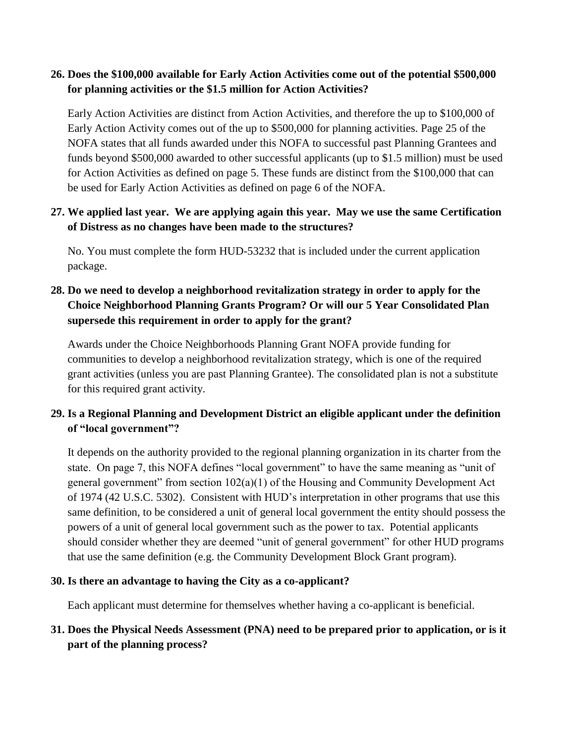**26. Does the $100,000 available for Early Action Activities come out of the potential $500,000 for planning activities or the $1.5 million for Action Activities?**

Early Action Activities are distinct from Action Activities, and therefore the up to $100,000 of Early Action Activity comes out of the up to $500,000 for planning activities. Page 25 of the NOFA states that all funds awarded under this NOFA to successful past Planning Grantees and funds beyond $500,000 awarded to other successful applicants (up to $1.5 million) must be used for Action Activities as defined on page 5. These funds are distinct from the $100,000 that can be used for Early Action Activities as defined on page 6 of the NOFA.

**27. We applied last year. We are applying again this year. May we use the same Certification of Distress as no changes have been made to the structures?**

No. You must complete the form HUD-53232 that is included under the current application package.

**28. Do we need to develop a neighborhood revitalization strategy in order to apply for the Choice Neighborhood Planning Grants Program? Or will our 5 Year Consolidated Plan supersede this requirement in order to apply for the grant?**

Awards under the Choice Neighborhoods Planning Grant NOFA provide funding for communities to develop a neighborhood revitalization strategy, which is one of the required grant activities (unless you are past Planning Grantee). The consolidated plan is not a substitute for this required grant activity.

**29. Is a Regional Planning and Development District an eligible applicant under the definition of "local government"?**

It depends on the authority provided to the regional planning organization in its charter from the state. On page 7, this NOFA defines "local government" to have the same meaning as "unit of general government" from section 102(a)(1) of the Housing and Community Development Act of 1974 (42 U.S.C. 5302). Consistent with HUD's interpretation in other programs that use this same definition, to be considered a unit of general local government the entity should possess the powers of a unit of general local government such as the power to tax. Potential applicants should consider whether they are deemed "unit of general government" for other HUD programs that use the same definition (e.g. the Community Development Block Grant program).

**30. Is there an advantage to having the City as a co-applicant?**

Each applicant must determine for themselves whether having a co-applicant is beneficial.

**31. Does the Physical Needs Assessment (PNA) need to be prepared prior to application, or is it part of the planning process?**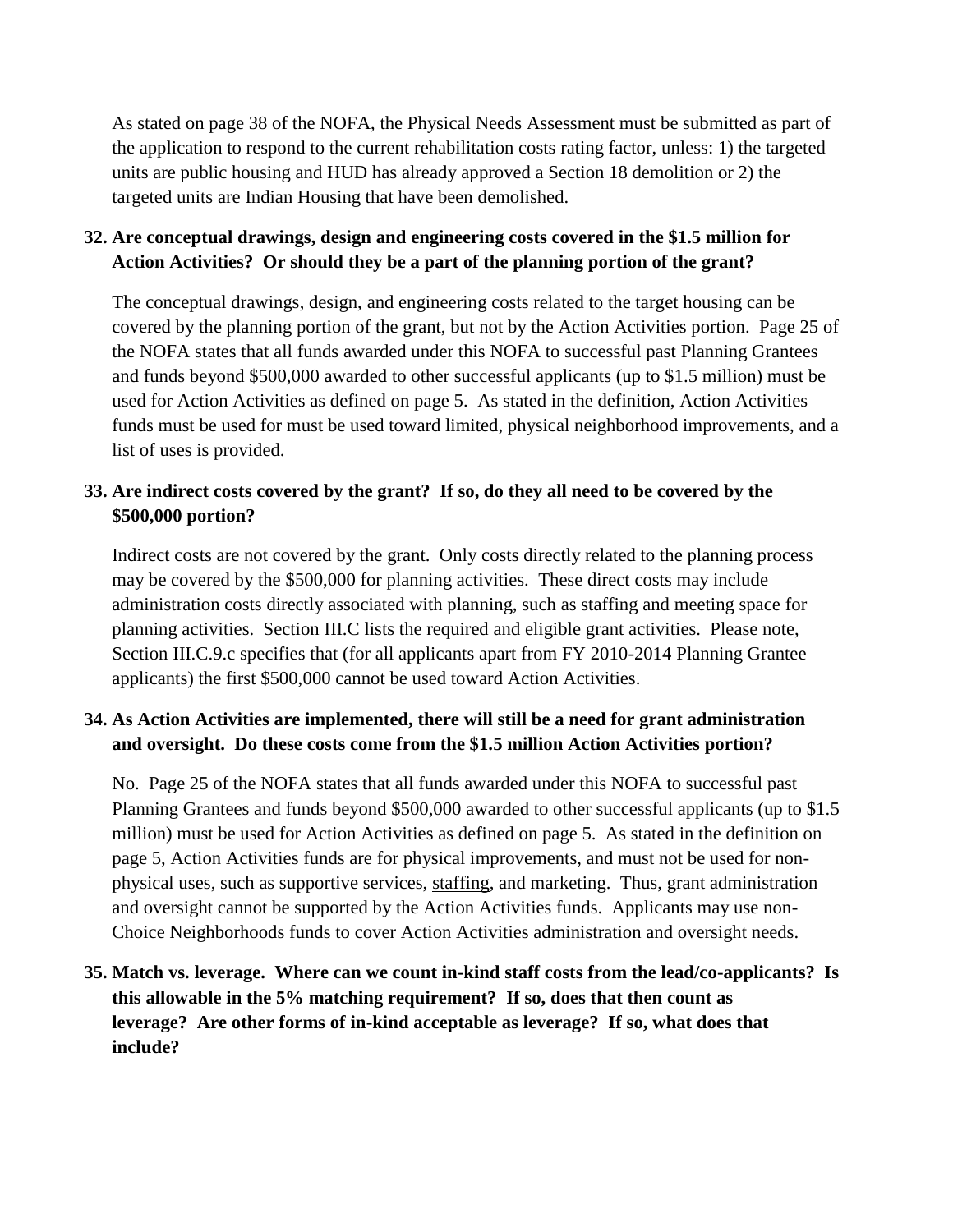As stated on page 38 of the NOFA, the Physical Needs Assessment must be submitted as part of the application to respond to the current rehabilitation costs rating factor, unless: 1) the targeted units are public housing and HUD has already approved a Section 18 demolition or 2) the targeted units are Indian Housing that have been demolished.

**32. Are conceptual drawings, design and engineering costs covered in the $1.5 million for Action Activities? Or should they be a part of the planning portion of the grant?**

The conceptual drawings, design, and engineering costs related to the target housing can be covered by the planning portion of the grant, but not by the Action Activities portion. Page 25 of the NOFA states that all funds awarded under this NOFA to successful past Planning Grantees and funds beyond $500,000 awarded to other successful applicants (up to $1.5 million) must be used for Action Activities as defined on page 5. As stated in the definition, Action Activities funds must be used for must be used toward limited, physical neighborhood improvements, and a list of uses is provided.

**33. Are indirect costs covered by the grant? If so, do they all need to be covered by the $500,000 portion?**

Indirect costs are not covered by the grant. Only costs directly related to the planning process may be covered by the $500,000 for planning activities. These direct costs may include administration costs directly associated with planning, such as staffing and meeting space for planning activities. Section III.C lists the required and eligible grant activities. Please note, Section III.C.9.c specifies that (for all applicants apart from FY 2010-2014 Planning Grantee applicants) the first $500,000 cannot be used toward Action Activities.

**34. As Action Activities are implemented, there will still be a need for grant administration and oversight. Do these costs come from the $1.5 million Action Activities portion?**

No. Page 25 of the NOFA states that all funds awarded under this NOFA to successful past Planning Grantees and funds beyond $500,000 awarded to other successful applicants (up to $1.5 million) must be used for Action Activities as defined on page 5. As stated in the definition on page 5, Action Activities funds are for physical improvements, and must not be used for non-physical uses, such as supportive services, <u>staffing</u>, and marketing. Thus, grant administration and oversight cannot be supported by the Action Activities funds. Applicants may use non-Choice Neighborhoods funds to cover Action Activities administration and oversight needs.

**35. Match vs. leverage. Where can we count in-kind staff costs from the lead/co-applicants? Is this allowable in the 5% matching requirement? If so, does that then count as leverage? Are other forms of in-kind acceptable as leverage? If so, what does that include?**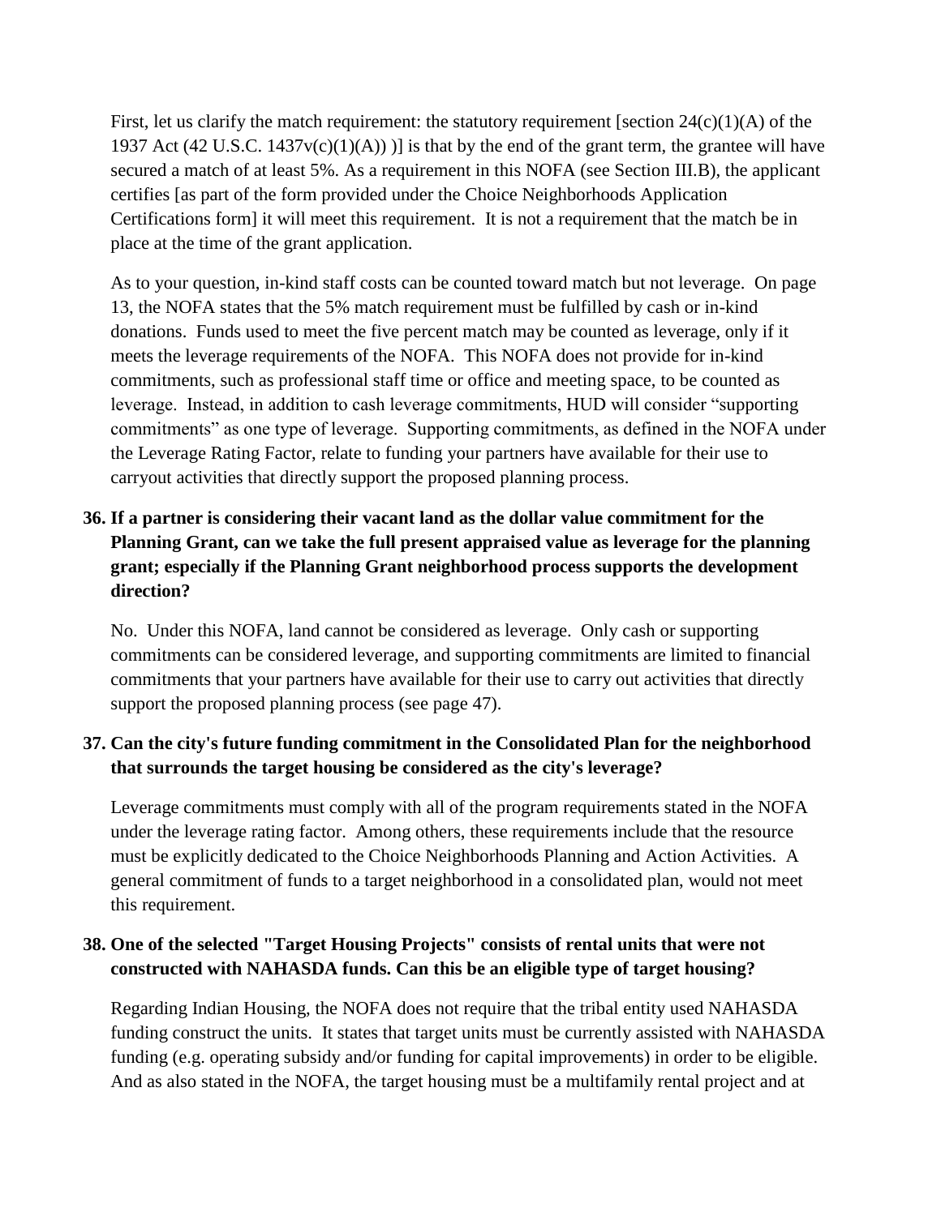First, let us clarify the match requirement: the statutory requirement [section 24(c)(1)(A) of the 1937 Act (42 U.S.C. 1437v(c)(1)(A)) )] is that by the end of the grant term, the grantee will have secured a match of at least 5%. As a requirement in this NOFA (see Section III.B), the applicant certifies [as part of the form provided under the Choice Neighborhoods Application Certifications form] it will meet this requirement. It is not a requirement that the match be in place at the time of the grant application.

As to your question, in-kind staff costs can be counted toward match but not leverage. On page 13, the NOFA states that the 5% match requirement must be fulfilled by cash or in-kind donations. Funds used to meet the five percent match may be counted as leverage, only if it meets the leverage requirements of the NOFA. This NOFA does not provide for in-kind commitments, such as professional staff time or office and meeting space, to be counted as leverage. Instead, in addition to cash leverage commitments, HUD will consider "supporting commitments" as one type of leverage. Supporting commitments, as defined in the NOFA under the Leverage Rating Factor, relate to funding your partners have available for their use to carryout activities that directly support the proposed planning process.

**36. If a partner is considering their vacant land as the dollar value commitment for the Planning Grant, can we take the full present appraised value as leverage for the planning grant; especially if the Planning Grant neighborhood process supports the development direction?**

No. Under this NOFA, land cannot be considered as leverage. Only cash or supporting commitments can be considered leverage, and supporting commitments are limited to financial commitments that your partners have available for their use to carry out activities that directly support the proposed planning process (see page 47).

**37. Can the city's future funding commitment in the Consolidated Plan for the neighborhood that surrounds the target housing be considered as the city's leverage?**

Leverage commitments must comply with all of the program requirements stated in the NOFA under the leverage rating factor. Among others, these requirements include that the resource must be explicitly dedicated to the Choice Neighborhoods Planning and Action Activities. A general commitment of funds to a target neighborhood in a consolidated plan, would not meet this requirement.

**38. One of the selected "Target Housing Projects" consists of rental units that were not constructed with NAHASDA funds. Can this be an eligible type of target housing?**

Regarding Indian Housing, the NOFA does not require that the tribal entity used NAHASDA funding construct the units. It states that target units must be currently assisted with NAHASDA funding (e.g. operating subsidy and/or funding for capital improvements) in order to be eligible. And as also stated in the NOFA, the target housing must be a multifamily rental project and at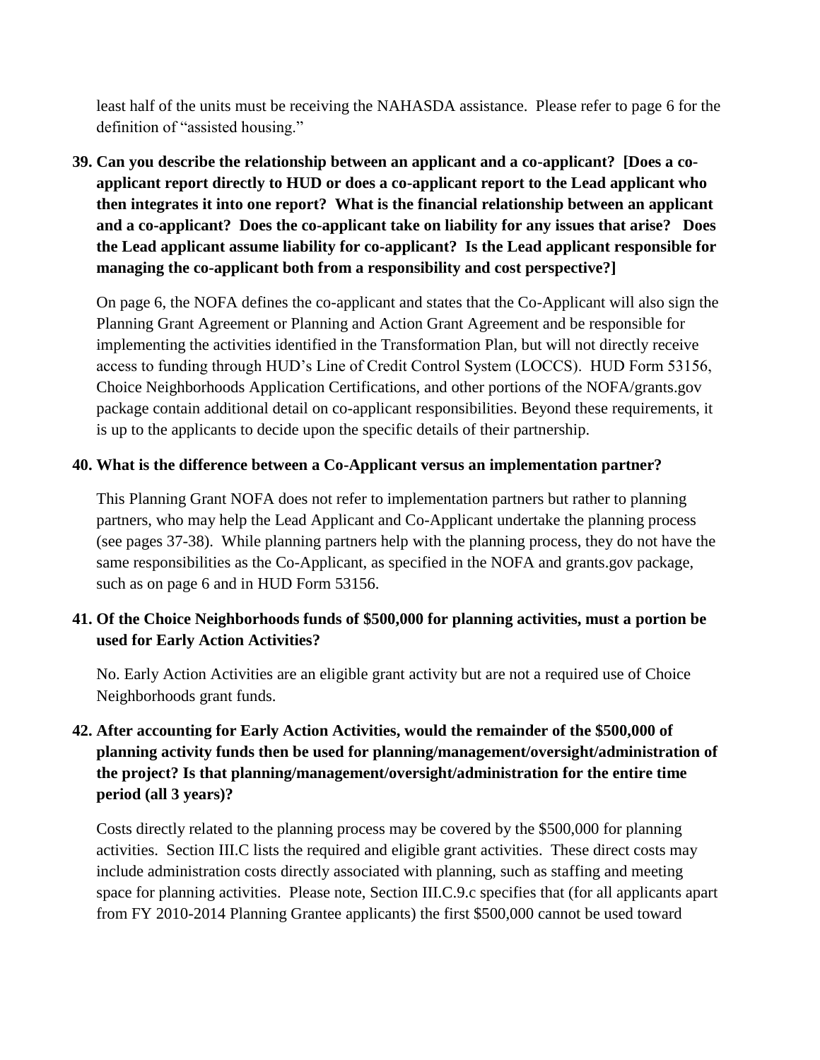least half of the units must be receiving the NAHASDA assistance. Please refer to page 6 for the definition of "assisted housing."

**39. Can you describe the relationship between an applicant and a co-applicant? [Does a co-applicant report directly to HUD or does a co-applicant report to the Lead applicant who then integrates it into one report? What is the financial relationship between an applicant and a co-applicant? Does the co-applicant take on liability for any issues that arise? Does the Lead applicant assume liability for co-applicant? Is the Lead applicant responsible for managing the co-applicant both from a responsibility and cost perspective?]**

On page 6, the NOFA defines the co-applicant and states that the Co-Applicant will also sign the Planning Grant Agreement or Planning and Action Grant Agreement and be responsible for implementing the activities identified in the Transformation Plan, but will not directly receive access to funding through HUD's Line of Credit Control System (LOCCS). HUD Form 53156, Choice Neighborhoods Application Certifications, and other portions of the NOFA/grants.gov package contain additional detail on co-applicant responsibilities. Beyond these requirements, it is up to the applicants to decide upon the specific details of their partnership.

**40. What is the difference between a Co-Applicant versus an implementation partner?**

This Planning Grant NOFA does not refer to implementation partners but rather to planning partners, who may help the Lead Applicant and Co-Applicant undertake the planning process (see pages 37-38). While planning partners help with the planning process, they do not have the same responsibilities as the Co-Applicant, as specified in the NOFA and grants.gov package, such as on page 6 and in HUD Form 53156.

**41. Of the Choice Neighborhoods funds of $500,000 for planning activities, must a portion be used for Early Action Activities?**

No. Early Action Activities are an eligible grant activity but are not a required use of Choice Neighborhoods grant funds.

**42. After accounting for Early Action Activities, would the remainder of the $500,000 of planning activity funds then be used for planning/management/oversight/administration of the project? Is that planning/management/oversight/administration for the entire time period (all 3 years)?**

Costs directly related to the planning process may be covered by the $500,000 for planning activities. Section III.C lists the required and eligible grant activities. These direct costs may include administration costs directly associated with planning, such as staffing and meeting space for planning activities. Please note, Section III.C.9.c specifies that (for all applicants apart from FY 2010-2014 Planning Grantee applicants) the first $500,000 cannot be used toward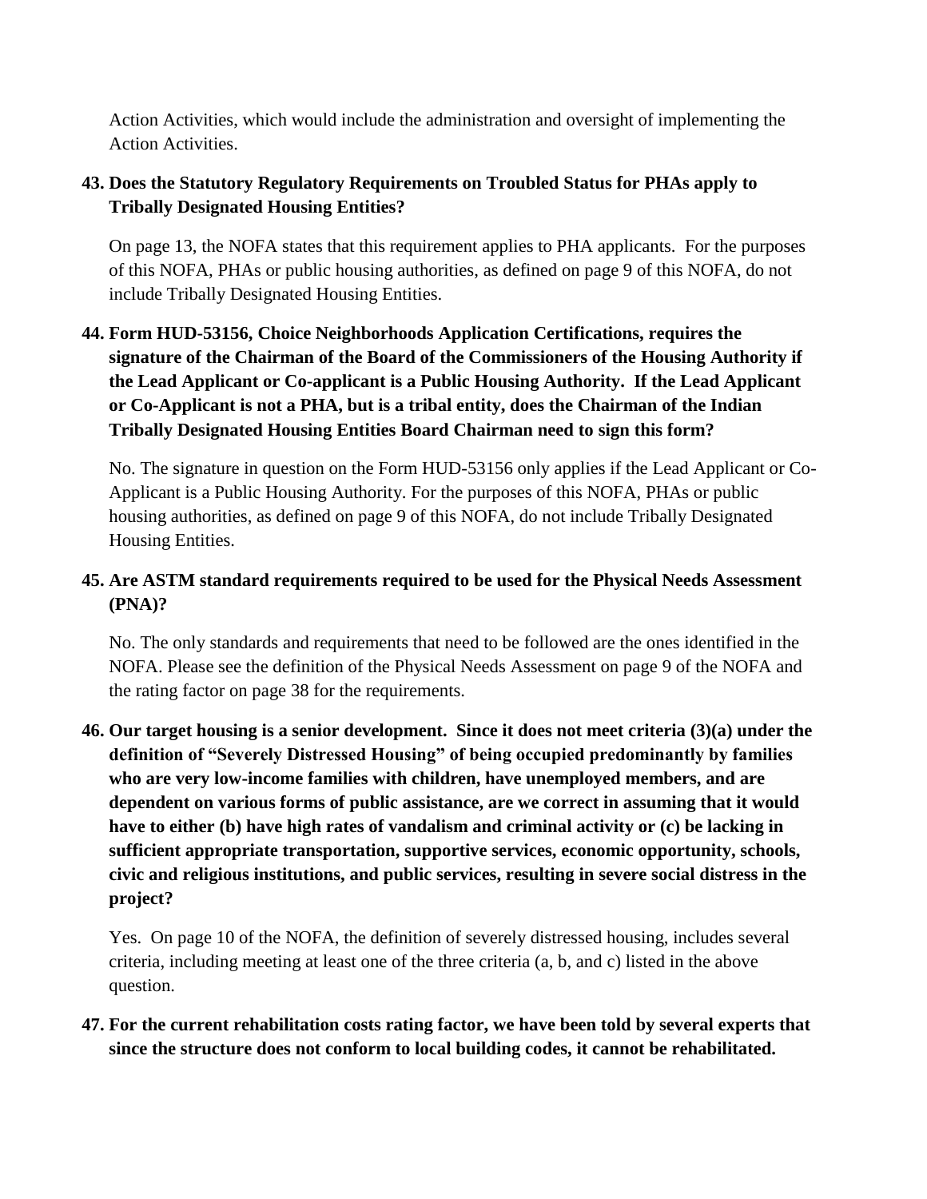Action Activities, which would include the administration and oversight of implementing the Action Activities.

**43. Does the Statutory Regulatory Requirements on Troubled Status for PHAs apply to Tribally Designated Housing Entities?**

On page 13, the NOFA states that this requirement applies to PHA applicants. For the purposes of this NOFA, PHAs or public housing authorities, as defined on page 9 of this NOFA, do not include Tribally Designated Housing Entities.

**44. Form HUD-53156, Choice Neighborhoods Application Certifications, requires the signature of the Chairman of the Board of the Commissioners of the Housing Authority if the Lead Applicant or Co-applicant is a Public Housing Authority. If the Lead Applicant or Co-Applicant is not a PHA, but is a tribal entity, does the Chairman of the Indian Tribally Designated Housing Entities Board Chairman need to sign this form?**

No. The signature in question on the Form HUD-53156 only applies if the Lead Applicant or Co-Applicant is a Public Housing Authority. For the purposes of this NOFA, PHAs or public housing authorities, as defined on page 9 of this NOFA, do not include Tribally Designated Housing Entities.

**45. Are ASTM standard requirements required to be used for the Physical Needs Assessment (PNA)?**

No. The only standards and requirements that need to be followed are the ones identified in the NOFA. Please see the definition of the Physical Needs Assessment on page 9 of the NOFA and the rating factor on page 38 for the requirements.

**46. Our target housing is a senior development. Since it does not meet criteria (3)(a) under the definition of "Severely Distressed Housing" of being occupied predominantly by families who are very low-income families with children, have unemployed members, and are dependent on various forms of public assistance, are we correct in assuming that it would have to either (b) have high rates of vandalism and criminal activity or (c) be lacking in sufficient appropriate transportation, supportive services, economic opportunity, schools, civic and religious institutions, and public services, resulting in severe social distress in the project?**

Yes. On page 10 of the NOFA, the definition of severely distressed housing, includes several criteria, including meeting at least one of the three criteria (a, b, and c) listed in the above question.

**47. For the current rehabilitation costs rating factor, we have been told by several experts that since the structure does not conform to local building codes, it cannot be rehabilitated.**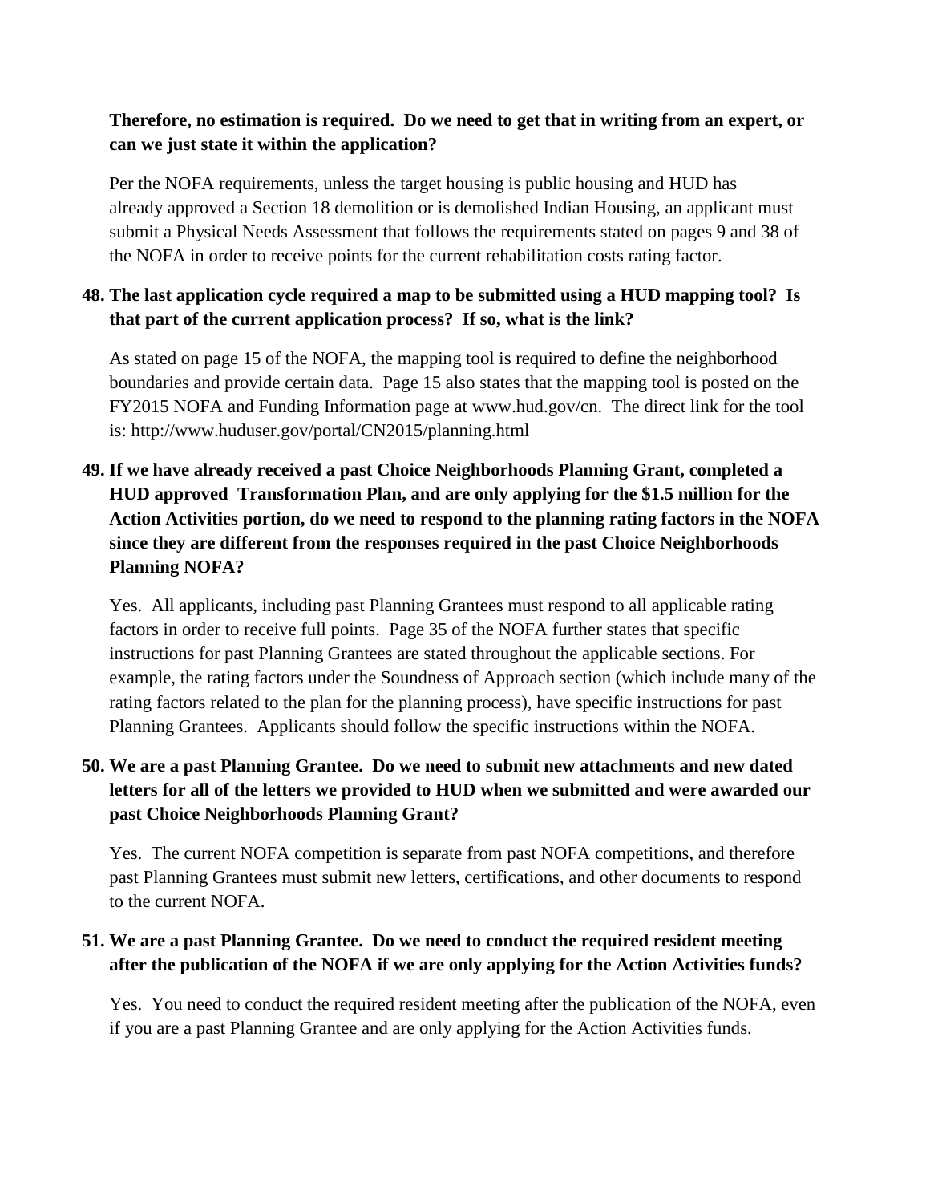**Therefore, no estimation is required. Do we need to get that in writing from an expert, or can we just state it within the application?**

Per the NOFA requirements, unless the target housing is public housing and HUD has already approved a Section 18 demolition or is demolished Indian Housing, an applicant must submit a Physical Needs Assessment that follows the requirements stated on pages 9 and 38 of the NOFA in order to receive points for the current rehabilitation costs rating factor.

**48. The last application cycle required a map to be submitted using a HUD mapping tool? Is that part of the current application process? If so, what is the link?**

As stated on page 15 of the NOFA, the mapping tool is required to define the neighborhood boundaries and provide certain data. Page 15 also states that the mapping tool is posted on the FY2015 NOFA and Funding Information page at www.hud.gov/cn. The direct link for the tool is: http://www.huduser.gov/portal/CN2015/planning.html

**49. If we have already received a past Choice Neighborhoods Planning Grant, completed a HUD approved Transformation Plan, and are only applying for the $1.5 million for the Action Activities portion, do we need to respond to the planning rating factors in the NOFA since they are different from the responses required in the past Choice Neighborhoods Planning NOFA?**

Yes. All applicants, including past Planning Grantees must respond to all applicable rating factors in order to receive full points. Page 35 of the NOFA further states that specific instructions for past Planning Grantees are stated throughout the applicable sections. For example, the rating factors under the Soundness of Approach section (which include many of the rating factors related to the plan for the planning process), have specific instructions for past Planning Grantees. Applicants should follow the specific instructions within the NOFA.

**50. We are a past Planning Grantee. Do we need to submit new attachments and new dated letters for all of the letters we provided to HUD when we submitted and were awarded our past Choice Neighborhoods Planning Grant?**

Yes. The current NOFA competition is separate from past NOFA competitions, and therefore past Planning Grantees must submit new letters, certifications, and other documents to respond to the current NOFA.

**51. We are a past Planning Grantee. Do we need to conduct the required resident meeting after the publication of the NOFA if we are only applying for the Action Activities funds?**

Yes. You need to conduct the required resident meeting after the publication of the NOFA, even if you are a past Planning Grantee and are only applying for the Action Activities funds.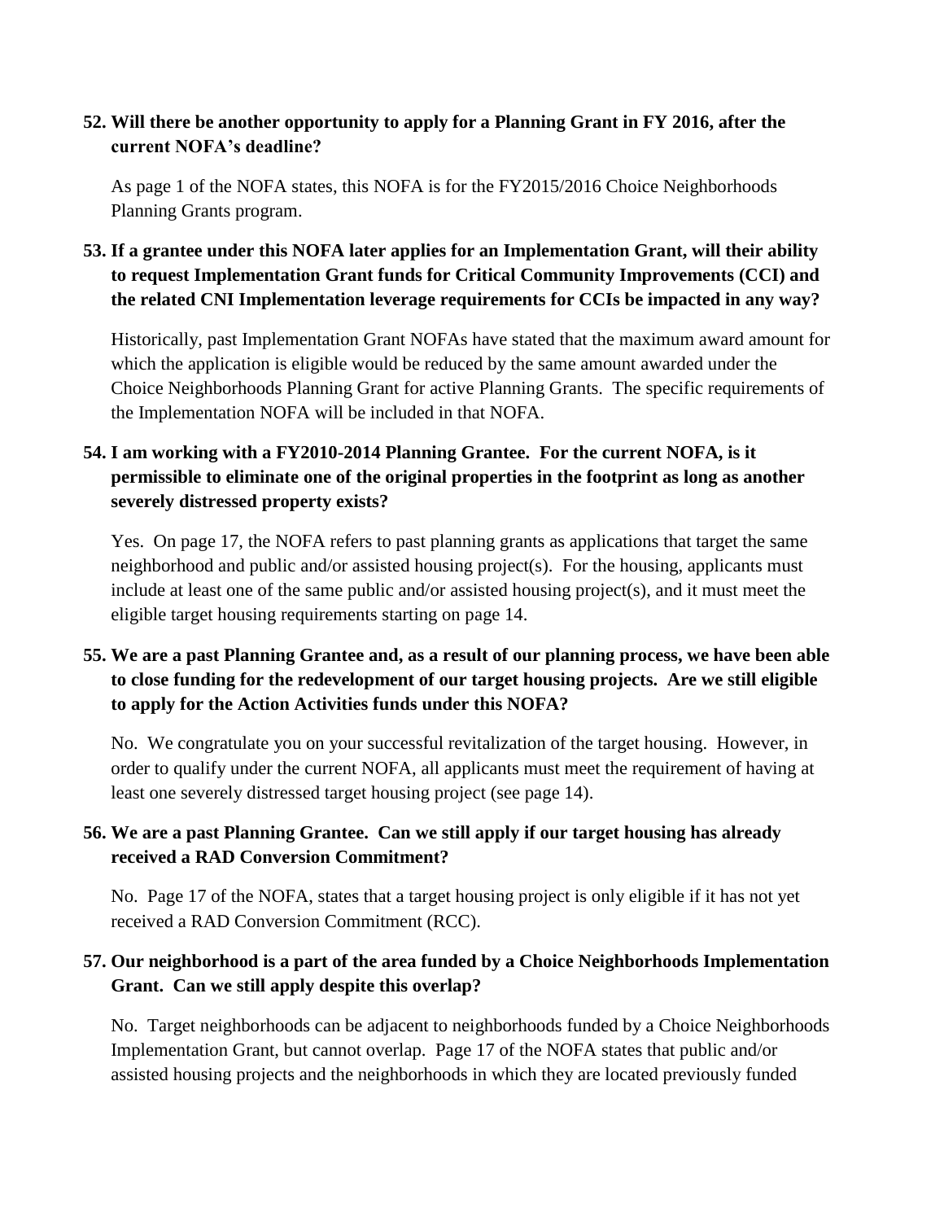**52. Will there be another opportunity to apply for a Planning Grant in FY 2016, after the current NOFA's deadline?**

As page 1 of the NOFA states, this NOFA is for the FY2015/2016 Choice Neighborhoods Planning Grants program.

**53. If a grantee under this NOFA later applies for an Implementation Grant, will their ability to request Implementation Grant funds for Critical Community Improvements (CCI) and the related CNI Implementation leverage requirements for CCIs be impacted in any way?**

Historically, past Implementation Grant NOFAs have stated that the maximum award amount for which the application is eligible would be reduced by the same amount awarded under the Choice Neighborhoods Planning Grant for active Planning Grants. The specific requirements of the Implementation NOFA will be included in that NOFA.

**54. I am working with a FY2010-2014 Planning Grantee. For the current NOFA, is it permissible to eliminate one of the original properties in the footprint as long as another severely distressed property exists?**

Yes. On page 17, the NOFA refers to past planning grants as applications that target the same neighborhood and public and/or assisted housing project(s). For the housing, applicants must include at least one of the same public and/or assisted housing project(s), and it must meet the eligible target housing requirements starting on page 14.

**55. We are a past Planning Grantee and, as a result of our planning process, we have been able to close funding for the redevelopment of our target housing projects. Are we still eligible to apply for the Action Activities funds under this NOFA?**

No. We congratulate you on your successful revitalization of the target housing. However, in order to qualify under the current NOFA, all applicants must meet the requirement of having at least one severely distressed target housing project (see page 14).

**56. We are a past Planning Grantee. Can we still apply if our target housing has already received a RAD Conversion Commitment?**

No. Page 17 of the NOFA, states that a target housing project is only eligible if it has not yet received a RAD Conversion Commitment (RCC).

**57. Our neighborhood is a part of the area funded by a Choice Neighborhoods Implementation Grant. Can we still apply despite this overlap?**

No. Target neighborhoods can be adjacent to neighborhoods funded by a Choice Neighborhoods Implementation Grant, but cannot overlap. Page 17 of the NOFA states that public and/or assisted housing projects and the neighborhoods in which they are located previously funded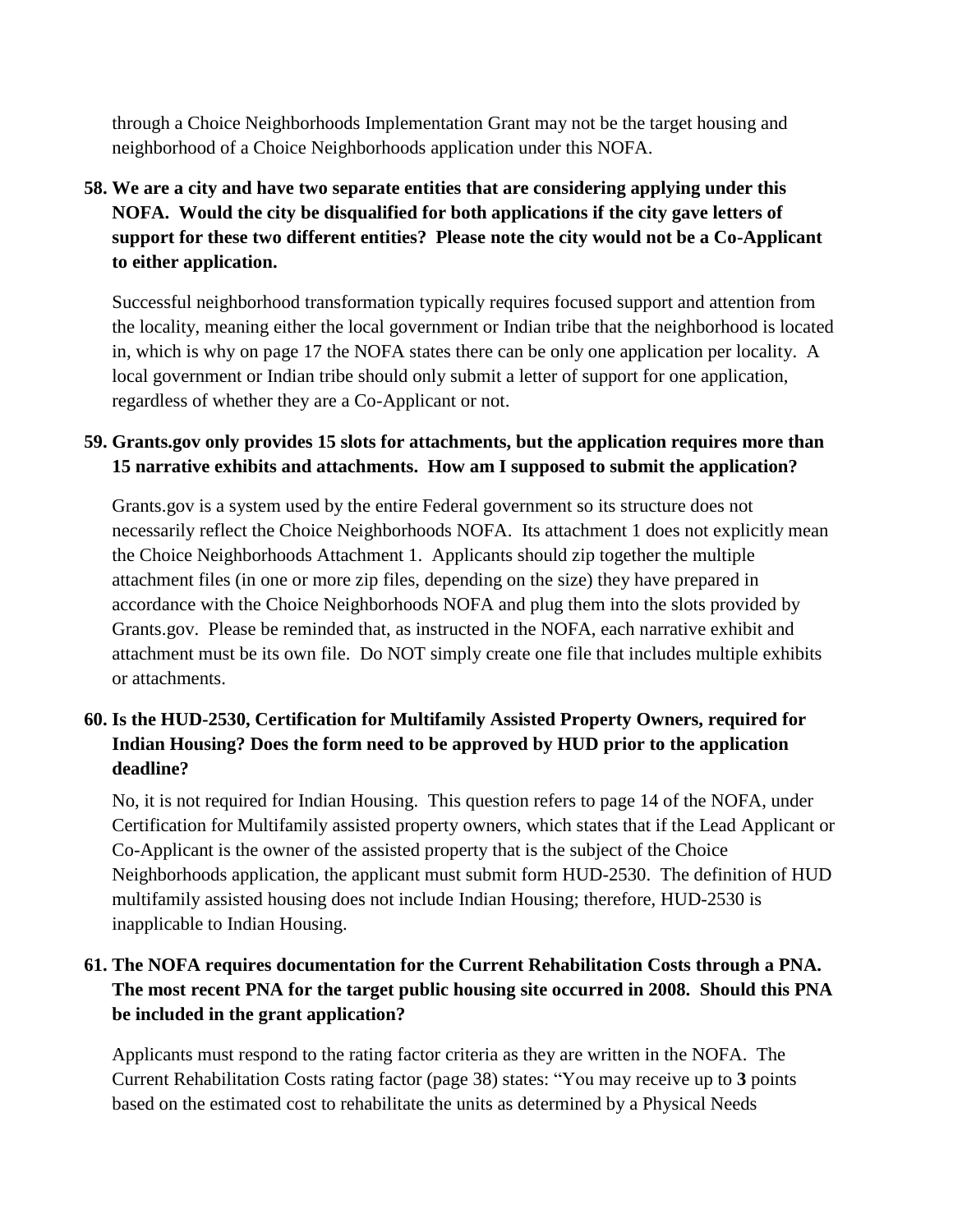through a Choice Neighborhoods Implementation Grant may not be the target housing and neighborhood of a Choice Neighborhoods application under this NOFA.

**58. We are a city and have two separate entities that are considering applying under this NOFA. Would the city be disqualified for both applications if the city gave letters of support for these two different entities? Please note the city would not be a Co-Applicant to either application.**

Successful neighborhood transformation typically requires focused support and attention from the locality, meaning either the local government or Indian tribe that the neighborhood is located in, which is why on page 17 the NOFA states there can be only one application per locality. A local government or Indian tribe should only submit a letter of support for one application, regardless of whether they are a Co-Applicant or not.

**59. Grants.gov only provides 15 slots for attachments, but the application requires more than 15 narrative exhibits and attachments. How am I supposed to submit the application?**

Grants.gov is a system used by the entire Federal government so its structure does not necessarily reflect the Choice Neighborhoods NOFA. Its attachment 1 does not explicitly mean the Choice Neighborhoods Attachment 1. Applicants should zip together the multiple attachment files (in one or more zip files, depending on the size) they have prepared in accordance with the Choice Neighborhoods NOFA and plug them into the slots provided by Grants.gov. Please be reminded that, as instructed in the NOFA, each narrative exhibit and attachment must be its own file. Do NOT simply create one file that includes multiple exhibits or attachments.

**60. Is the HUD-2530, Certification for Multifamily Assisted Property Owners, required for Indian Housing? Does the form need to be approved by HUD prior to the application deadline?**

No, it is not required for Indian Housing. This question refers to page 14 of the NOFA, under Certification for Multifamily assisted property owners, which states that if the Lead Applicant or Co-Applicant is the owner of the assisted property that is the subject of the Choice Neighborhoods application, the applicant must submit form HUD-2530. The definition of HUD multifamily assisted housing does not include Indian Housing; therefore, HUD-2530 is inapplicable to Indian Housing.

**61. The NOFA requires documentation for the Current Rehabilitation Costs through a PNA. The most recent PNA for the target public housing site occurred in 2008. Should this PNA be included in the grant application?**

Applicants must respond to the rating factor criteria as they are written in the NOFA. The Current Rehabilitation Costs rating factor (page 38) states: "You may receive up to **3** points based on the estimated cost to rehabilitate the units as determined by a Physical Needs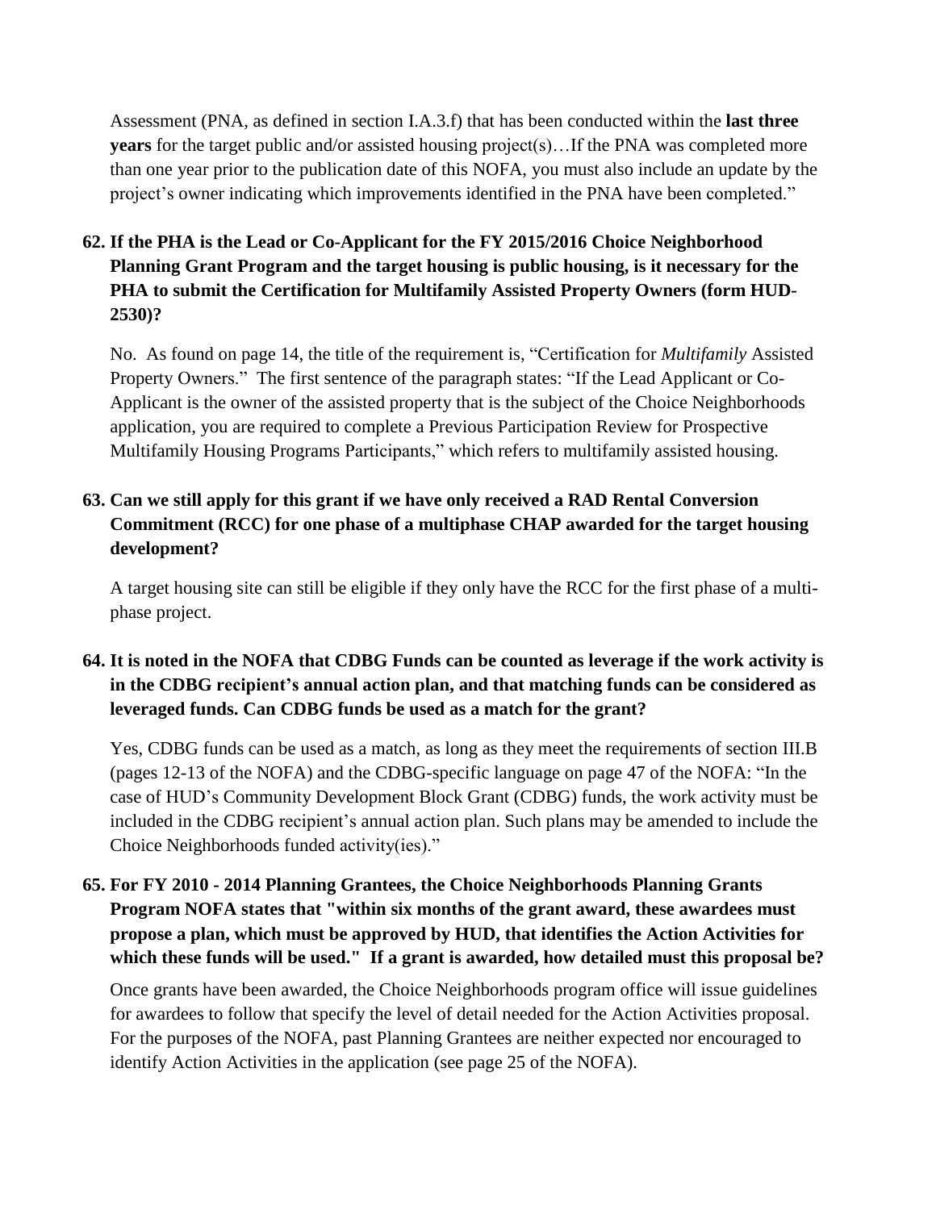Assessment (PNA, as defined in section I.A.3.f) that has been conducted within the **last three years** for the target public and/or assisted housing project(s)…If the PNA was completed more than one year prior to the publication date of this NOFA, you must also include an update by the project's owner indicating which improvements identified in the PNA have been completed."

**62. If the PHA is the Lead or Co-Applicant for the FY 2015/2016 Choice Neighborhood Planning Grant Program and the target housing is public housing, is it necessary for the PHA to submit the Certification for Multifamily Assisted Property Owners (form HUD-2530)?**

No. As found on page 14, the title of the requirement is, "Certification for *Multifamily* Assisted Property Owners." The first sentence of the paragraph states: "If the Lead Applicant or Co-Applicant is the owner of the assisted property that is the subject of the Choice Neighborhoods application, you are required to complete a Previous Participation Review for Prospective Multifamily Housing Programs Participants," which refers to multifamily assisted housing.

**63. Can we still apply for this grant if we have only received a RAD Rental Conversion Commitment (RCC) for one phase of a multiphase CHAP awarded for the target housing development?**

A target housing site can still be eligible if they only have the RCC for the first phase of a multi-phase project.

**64. It is noted in the NOFA that CDBG Funds can be counted as leverage if the work activity is in the CDBG recipient's annual action plan, and that matching funds can be considered as leveraged funds. Can CDBG funds be used as a match for the grant?**

Yes, CDBG funds can be used as a match, as long as they meet the requirements of section III.B (pages 12-13 of the NOFA) and the CDBG-specific language on page 47 of the NOFA: "In the case of HUD's Community Development Block Grant (CDBG) funds, the work activity must be included in the CDBG recipient's annual action plan. Such plans may be amended to include the Choice Neighborhoods funded activity(ies)."

**65. For FY 2010 - 2014 Planning Grantees, the Choice Neighborhoods Planning Grants Program NOFA states that "within six months of the grant award, these awardees must propose a plan, which must be approved by HUD, that identifies the Action Activities for which these funds will be used." If a grant is awarded, how detailed must this proposal be?**

Once grants have been awarded, the Choice Neighborhoods program office will issue guidelines for awardees to follow that specify the level of detail needed for the Action Activities proposal. For the purposes of the NOFA, past Planning Grantees are neither expected nor encouraged to identify Action Activities in the application (see page 25 of the NOFA).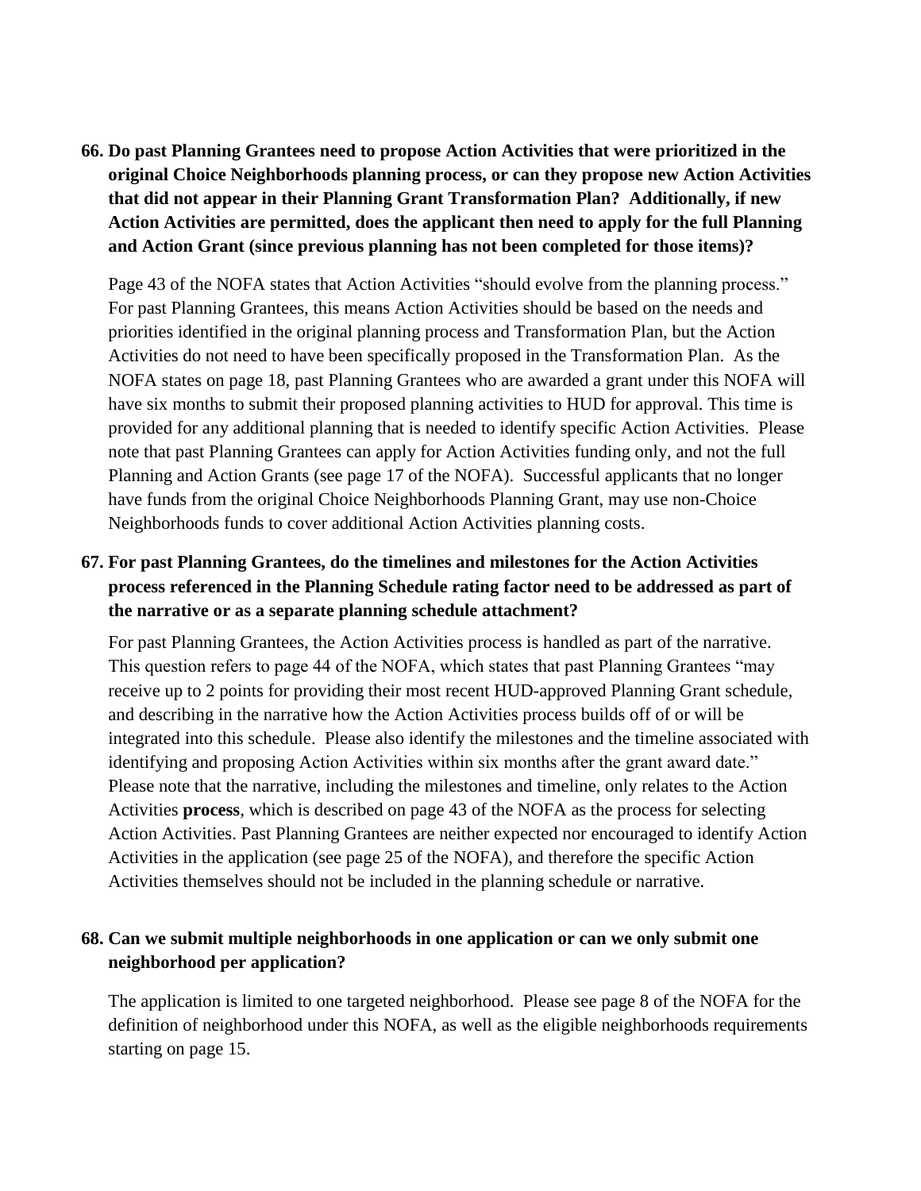**66. Do past Planning Grantees need to propose Action Activities that were prioritized in the original Choice Neighborhoods planning process, or can they propose new Action Activities that did not appear in their Planning Grant Transformation Plan? Additionally, if new Action Activities are permitted, does the applicant then need to apply for the full Planning and Action Grant (since previous planning has not been completed for those items)?**

Page 43 of the NOFA states that Action Activities "should evolve from the planning process." For past Planning Grantees, this means Action Activities should be based on the needs and priorities identified in the original planning process and Transformation Plan, but the Action Activities do not need to have been specifically proposed in the Transformation Plan. As the NOFA states on page 18, past Planning Grantees who are awarded a grant under this NOFA will have six months to submit their proposed planning activities to HUD for approval. This time is provided for any additional planning that is needed to identify specific Action Activities. Please note that past Planning Grantees can apply for Action Activities funding only, and not the full Planning and Action Grants (see page 17 of the NOFA). Successful applicants that no longer have funds from the original Choice Neighborhoods Planning Grant, may use non-Choice Neighborhoods funds to cover additional Action Activities planning costs.

**67. For past Planning Grantees, do the timelines and milestones for the Action Activities process referenced in the Planning Schedule rating factor need to be addressed as part of the narrative or as a separate planning schedule attachment?**

For past Planning Grantees, the Action Activities process is handled as part of the narrative. This question refers to page 44 of the NOFA, which states that past Planning Grantees "may receive up to 2 points for providing their most recent HUD-approved Planning Grant schedule, and describing in the narrative how the Action Activities process builds off of or will be integrated into this schedule. Please also identify the milestones and the timeline associated with identifying and proposing Action Activities within six months after the grant award date." Please note that the narrative, including the milestones and timeline, only relates to the Action Activities **process**, which is described on page 43 of the NOFA as the process for selecting Action Activities. Past Planning Grantees are neither expected nor encouraged to identify Action Activities in the application (see page 25 of the NOFA), and therefore the specific Action Activities themselves should not be included in the planning schedule or narrative.

**68. Can we submit multiple neighborhoods in one application or can we only submit one neighborhood per application?**

The application is limited to one targeted neighborhood. Please see page 8 of the NOFA for the definition of neighborhood under this NOFA, as well as the eligible neighborhoods requirements starting on page 15.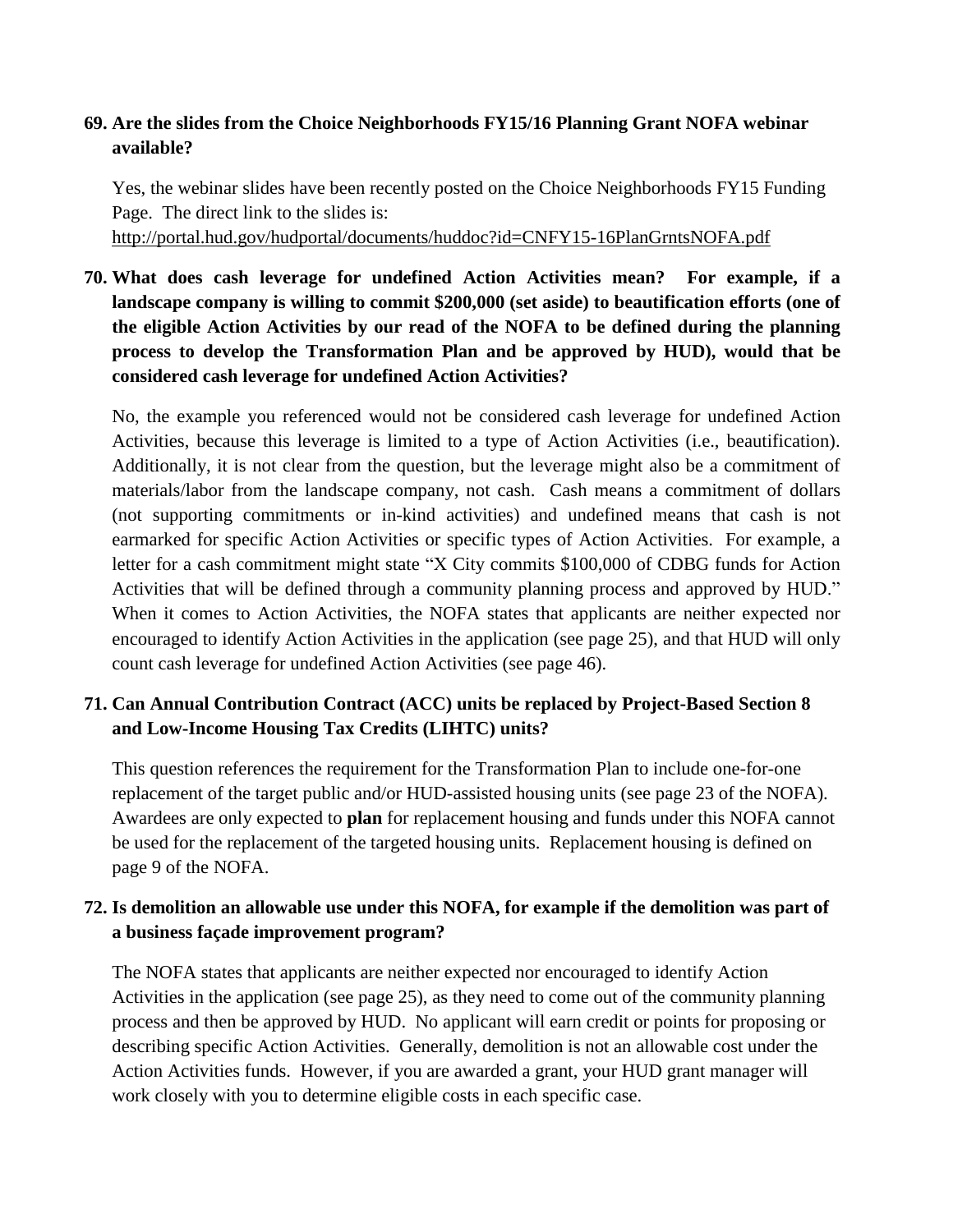**69. Are the slides from the Choice Neighborhoods FY15/16 Planning Grant NOFA webinar available?**

Yes, the webinar slides have been recently posted on the Choice Neighborhoods FY15 Funding Page. The direct link to the slides is: http://portal.hud.gov/hudportal/documents/huddoc?id=CNFY15-16PlanGrntsNOFA.pdf

**70. What does cash leverage for undefined Action Activities mean? For example, if a landscape company is willing to commit $200,000 (set aside) to beautification efforts (one of the eligible Action Activities by our read of the NOFA to be defined during the planning process to develop the Transformation Plan and be approved by HUD), would that be considered cash leverage for undefined Action Activities?**

No, the example you referenced would not be considered cash leverage for undefined Action Activities, because this leverage is limited to a type of Action Activities (i.e., beautification). Additionally, it is not clear from the question, but the leverage might also be a commitment of materials/labor from the landscape company, not cash. Cash means a commitment of dollars (not supporting commitments or in-kind activities) and undefined means that cash is not earmarked for specific Action Activities or specific types of Action Activities. For example, a letter for a cash commitment might state "X City commits $100,000 of CDBG funds for Action Activities that will be defined through a community planning process and approved by HUD." When it comes to Action Activities, the NOFA states that applicants are neither expected nor encouraged to identify Action Activities in the application (see page 25), and that HUD will only count cash leverage for undefined Action Activities (see page 46).

**71. Can Annual Contribution Contract (ACC) units be replaced by Project-Based Section 8 and Low-Income Housing Tax Credits (LIHTC) units?**

This question references the requirement for the Transformation Plan to include one-for-one replacement of the target public and/or HUD-assisted housing units (see page 23 of the NOFA). Awardees are only expected to **plan** for replacement housing and funds under this NOFA cannot be used for the replacement of the targeted housing units. Replacement housing is defined on page 9 of the NOFA.

**72. Is demolition an allowable use under this NOFA, for example if the demolition was part of a business façade improvement program?**

The NOFA states that applicants are neither expected nor encouraged to identify Action Activities in the application (see page 25), as they need to come out of the community planning process and then be approved by HUD. No applicant will earn credit or points for proposing or describing specific Action Activities. Generally, demolition is not an allowable cost under the Action Activities funds. However, if you are awarded a grant, your HUD grant manager will work closely with you to determine eligible costs in each specific case.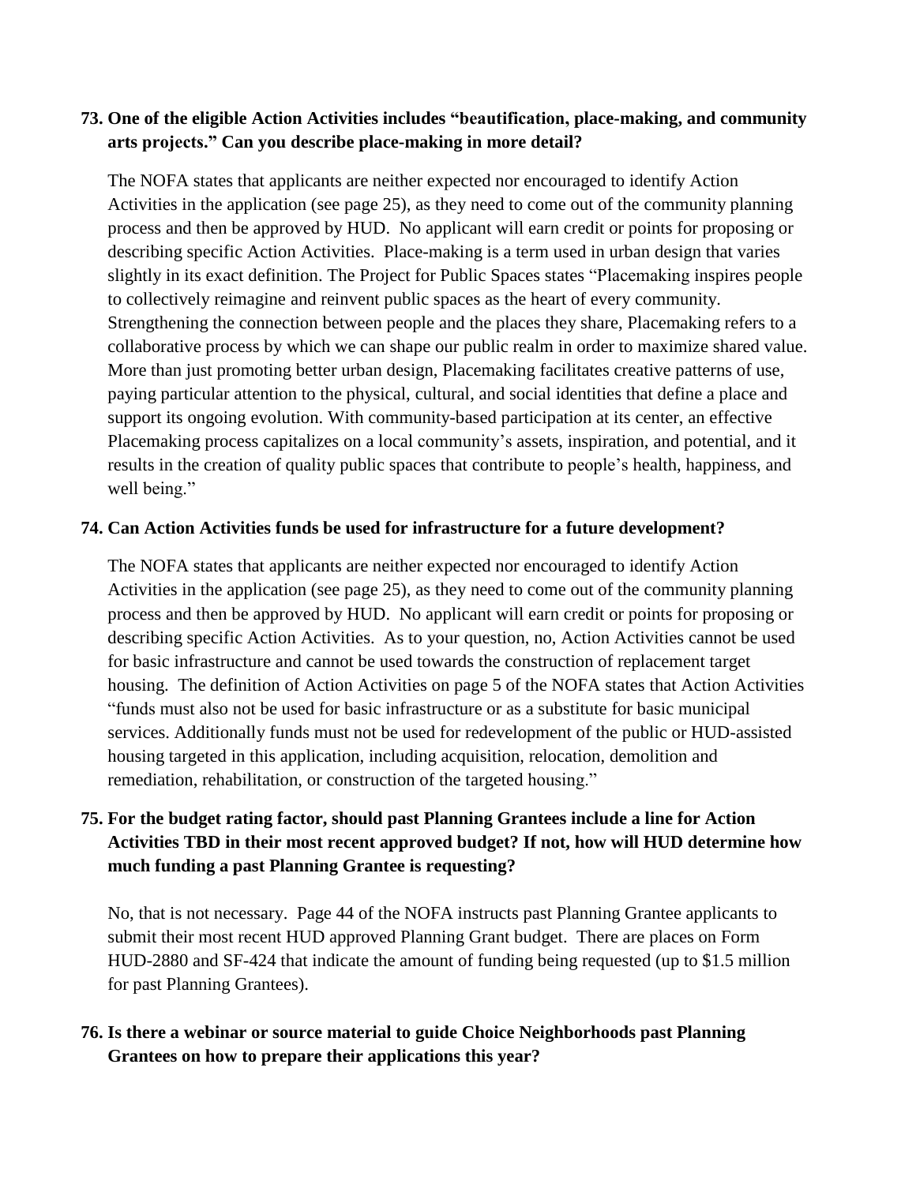**73. One of the eligible Action Activities includes "beautification, place-making, and community arts projects." Can you describe place-making in more detail?**

The NOFA states that applicants are neither expected nor encouraged to identify Action Activities in the application (see page 25), as they need to come out of the community planning process and then be approved by HUD. No applicant will earn credit or points for proposing or describing specific Action Activities. Place-making is a term used in urban design that varies slightly in its exact definition. The Project for Public Spaces states "Placemaking inspires people to collectively reimagine and reinvent public spaces as the heart of every community. Strengthening the connection between people and the places they share, Placemaking refers to a collaborative process by which we can shape our public realm in order to maximize shared value. More than just promoting better urban design, Placemaking facilitates creative patterns of use, paying particular attention to the physical, cultural, and social identities that define a place and support its ongoing evolution. With community-based participation at its center, an effective Placemaking process capitalizes on a local community's assets, inspiration, and potential, and it results in the creation of quality public spaces that contribute to people's health, happiness, and well being."

**74. Can Action Activities funds be used for infrastructure for a future development?**

The NOFA states that applicants are neither expected nor encouraged to identify Action Activities in the application (see page 25), as they need to come out of the community planning process and then be approved by HUD. No applicant will earn credit or points for proposing or describing specific Action Activities. As to your question, no, Action Activities cannot be used for basic infrastructure and cannot be used towards the construction of replacement target housing. The definition of Action Activities on page 5 of the NOFA states that Action Activities "funds must also not be used for basic infrastructure or as a substitute for basic municipal services. Additionally funds must not be used for redevelopment of the public or HUD-assisted housing targeted in this application, including acquisition, relocation, demolition and remediation, rehabilitation, or construction of the targeted housing."

**75. For the budget rating factor, should past Planning Grantees include a line for Action Activities TBD in their most recent approved budget? If not, how will HUD determine how much funding a past Planning Grantee is requesting?**

No, that is not necessary. Page 44 of the NOFA instructs past Planning Grantee applicants to submit their most recent HUD approved Planning Grant budget. There are places on Form HUD-2880 and SF-424 that indicate the amount of funding being requested (up to $1.5 million for past Planning Grantees).

**76. Is there a webinar or source material to guide Choice Neighborhoods past Planning Grantees on how to prepare their applications this year?**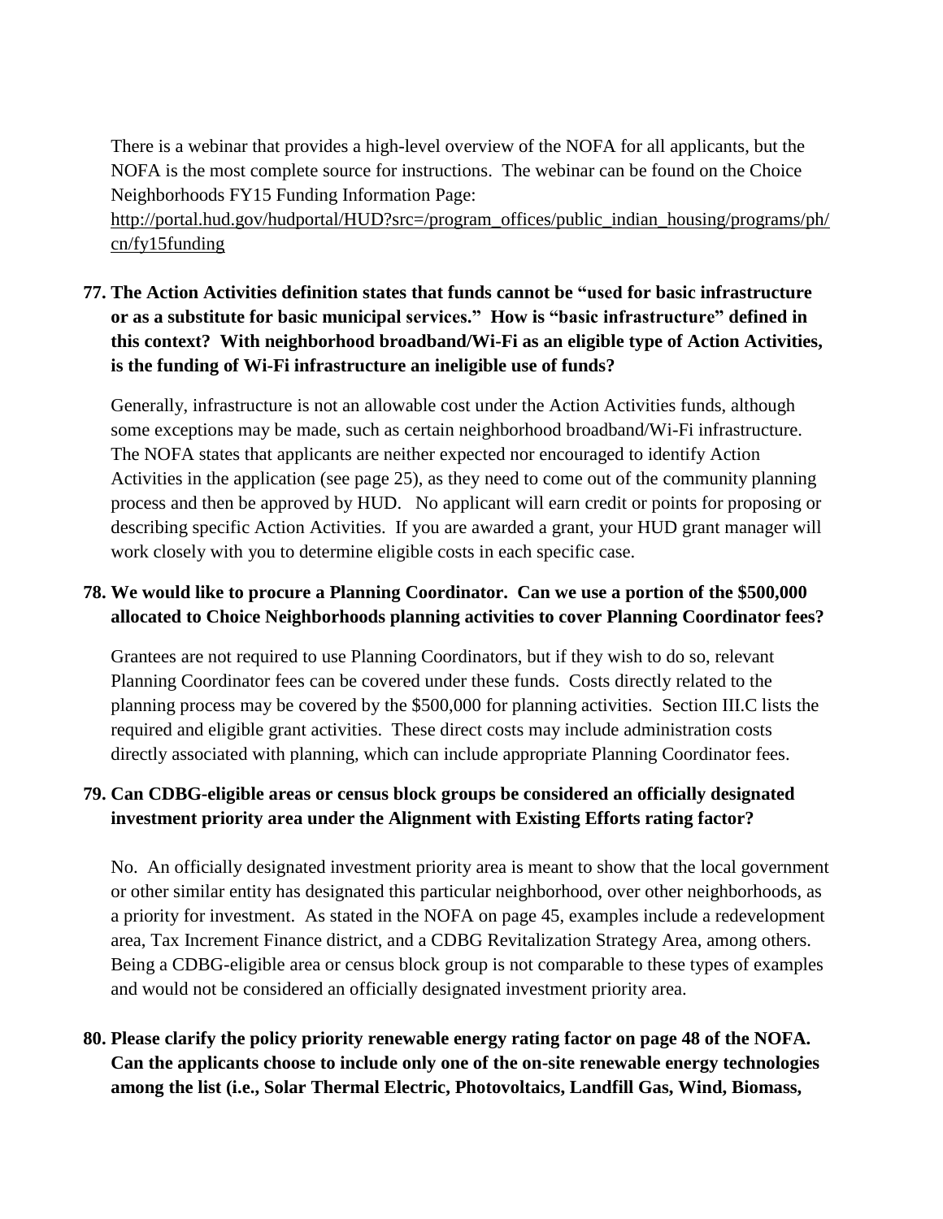There is a webinar that provides a high-level overview of the NOFA for all applicants, but the NOFA is the most complete source for instructions. The webinar can be found on the Choice Neighborhoods FY15 Funding Information Page: http://portal.hud.gov/hudportal/HUD?src=/program_offices/public_indian_housing/programs/ph/cn/fy15funding

**77. The Action Activities definition states that funds cannot be "used for basic infrastructure or as a substitute for basic municipal services." How is "basic infrastructure" defined in this context? With neighborhood broadband/Wi-Fi as an eligible type of Action Activities, is the funding of Wi-Fi infrastructure an ineligible use of funds?**

Generally, infrastructure is not an allowable cost under the Action Activities funds, although some exceptions may be made, such as certain neighborhood broadband/Wi-Fi infrastructure. The NOFA states that applicants are neither expected nor encouraged to identify Action Activities in the application (see page 25), as they need to come out of the community planning process and then be approved by HUD. No applicant will earn credit or points for proposing or describing specific Action Activities. If you are awarded a grant, your HUD grant manager will work closely with you to determine eligible costs in each specific case.

**78. We would like to procure a Planning Coordinator. Can we use a portion of the $500,000 allocated to Choice Neighborhoods planning activities to cover Planning Coordinator fees?**

Grantees are not required to use Planning Coordinators, but if they wish to do so, relevant Planning Coordinator fees can be covered under these funds. Costs directly related to the planning process may be covered by the $500,000 for planning activities. Section III.C lists the required and eligible grant activities. These direct costs may include administration costs directly associated with planning, which can include appropriate Planning Coordinator fees.

**79. Can CDBG-eligible areas or census block groups be considered an officially designated investment priority area under the Alignment with Existing Efforts rating factor?**

No. An officially designated investment priority area is meant to show that the local government or other similar entity has designated this particular neighborhood, over other neighborhoods, as a priority for investment. As stated in the NOFA on page 45, examples include a redevelopment area, Tax Increment Finance district, and a CDBG Revitalization Strategy Area, among others. Being a CDBG-eligible area or census block group is not comparable to these types of examples and would not be considered an officially designated investment priority area.

**80. Please clarify the policy priority renewable energy rating factor on page 48 of the NOFA. Can the applicants choose to include only one of the on-site renewable energy technologies among the list (i.e., Solar Thermal Electric, Photovoltaics, Landfill Gas, Wind, Biomass,**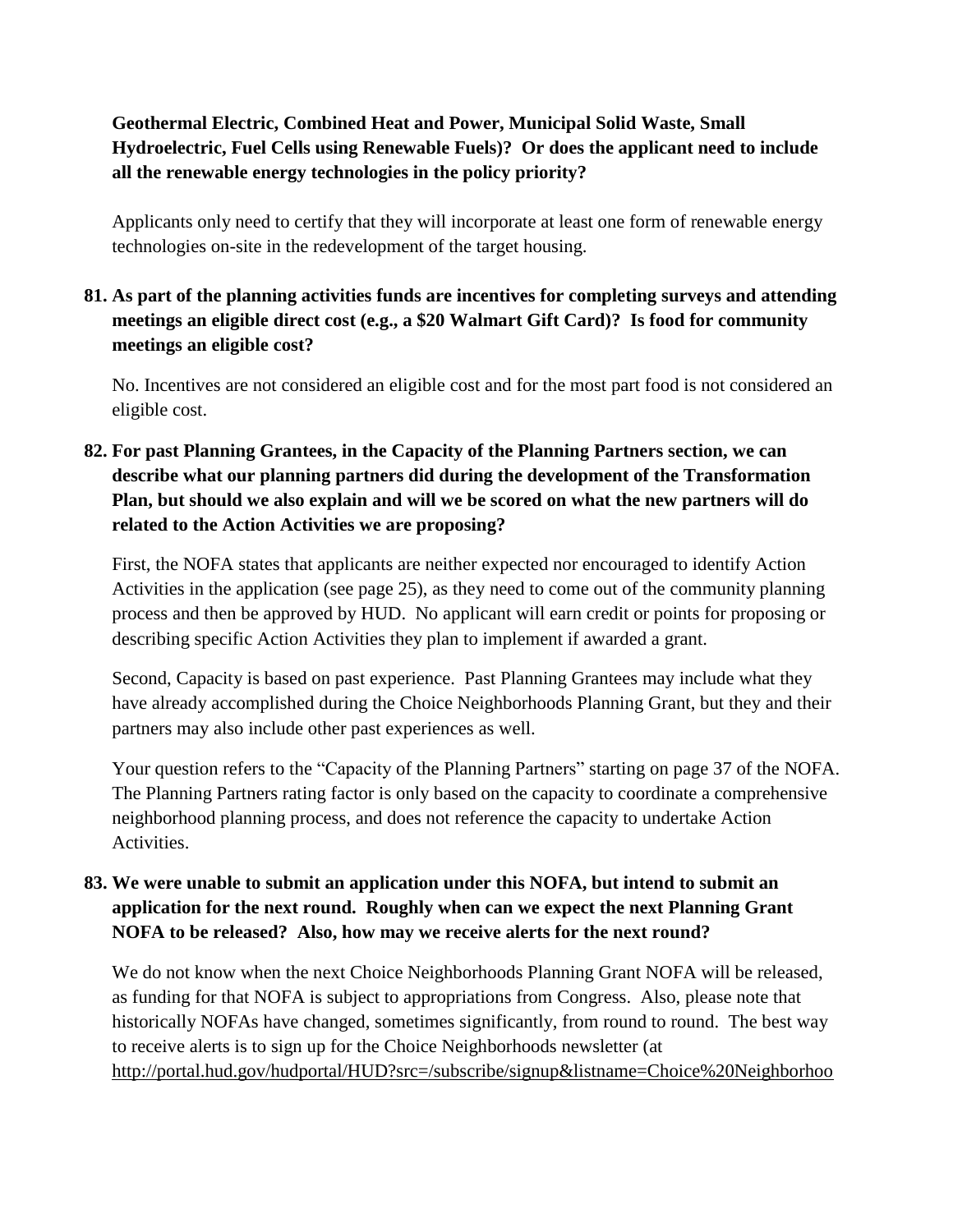**Geothermal Electric, Combined Heat and Power, Municipal Solid Waste, Small Hydroelectric, Fuel Cells using Renewable Fuels)? Or does the applicant need to include all the renewable energy technologies in the policy priority?**

Applicants only need to certify that they will incorporate at least one form of renewable energy technologies on-site in the redevelopment of the target housing.

**81. As part of the planning activities funds are incentives for completing surveys and attending meetings an eligible direct cost (e.g., a $20 Walmart Gift Card)? Is food for community meetings an eligible cost?**

No. Incentives are not considered an eligible cost and for the most part food is not considered an eligible cost.

**82. For past Planning Grantees, in the Capacity of the Planning Partners section, we can describe what our planning partners did during the development of the Transformation Plan, but should we also explain and will we be scored on what the new partners will do related to the Action Activities we are proposing?**

First, the NOFA states that applicants are neither expected nor encouraged to identify Action Activities in the application (see page 25), as they need to come out of the community planning process and then be approved by HUD. No applicant will earn credit or points for proposing or describing specific Action Activities they plan to implement if awarded a grant.

Second, Capacity is based on past experience. Past Planning Grantees may include what they have already accomplished during the Choice Neighborhoods Planning Grant, but they and their partners may also include other past experiences as well.

Your question refers to the "Capacity of the Planning Partners" starting on page 37 of the NOFA. The Planning Partners rating factor is only based on the capacity to coordinate a comprehensive neighborhood planning process, and does not reference the capacity to undertake Action Activities.

**83. We were unable to submit an application under this NOFA, but intend to submit an application for the next round. Roughly when can we expect the next Planning Grant NOFA to be released? Also, how may we receive alerts for the next round?**

We do not know when the next Choice Neighborhoods Planning Grant NOFA will be released, as funding for that NOFA is subject to appropriations from Congress. Also, please note that historically NOFAs have changed, sometimes significantly, from round to round. The best way to receive alerts is to sign up for the Choice Neighborhoods newsletter (at http://portal.hud.gov/hudportal/HUD?src=/subscribe/signup&listname=Choice%20Neighborhoo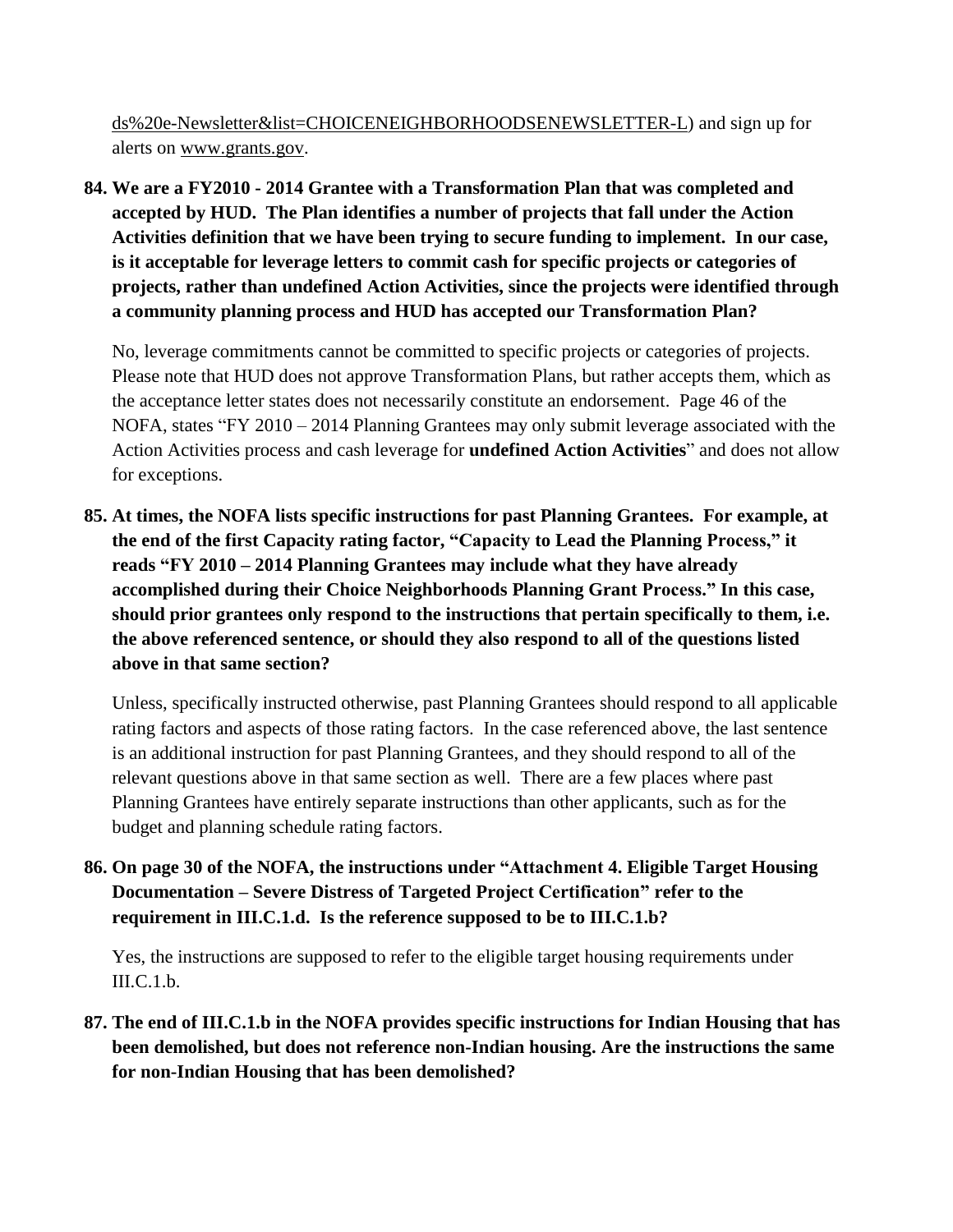ds%20e-Newsletter&list=CHOICENEIGHBORHOODSENEWSLETTER-L) and sign up for alerts on www.grants.gov.

**84. We are a FY2010 - 2014 Grantee with a Transformation Plan that was completed and accepted by HUD. The Plan identifies a number of projects that fall under the Action Activities definition that we have been trying to secure funding to implement. In our case, is it acceptable for leverage letters to commit cash for specific projects or categories of projects, rather than undefined Action Activities, since the projects were identified through a community planning process and HUD has accepted our Transformation Plan?**

No, leverage commitments cannot be committed to specific projects or categories of projects. Please note that HUD does not approve Transformation Plans, but rather accepts them, which as the acceptance letter states does not necessarily constitute an endorsement. Page 46 of the NOFA, states "FY 2010 – 2014 Planning Grantees may only submit leverage associated with the Action Activities process and cash leverage for **undefined Action Activities**" and does not allow for exceptions.

**85. At times, the NOFA lists specific instructions for past Planning Grantees. For example, at the end of the first Capacity rating factor, "Capacity to Lead the Planning Process," it reads "FY 2010 – 2014 Planning Grantees may include what they have already accomplished during their Choice Neighborhoods Planning Grant Process." In this case, should prior grantees only respond to the instructions that pertain specifically to them, i.e. the above referenced sentence, or should they also respond to all of the questions listed above in that same section?**

Unless, specifically instructed otherwise, past Planning Grantees should respond to all applicable rating factors and aspects of those rating factors. In the case referenced above, the last sentence is an additional instruction for past Planning Grantees, and they should respond to all of the relevant questions above in that same section as well. There are a few places where past Planning Grantees have entirely separate instructions than other applicants, such as for the budget and planning schedule rating factors.

**86. On page 30 of the NOFA, the instructions under "Attachment 4. Eligible Target Housing Documentation – Severe Distress of Targeted Project Certification" refer to the requirement in III.C.1.d. Is the reference supposed to be to III.C.1.b?**

Yes, the instructions are supposed to refer to the eligible target housing requirements under III.C.1.b.

**87. The end of III.C.1.b in the NOFA provides specific instructions for Indian Housing that has been demolished, but does not reference non-Indian housing. Are the instructions the same for non-Indian Housing that has been demolished?**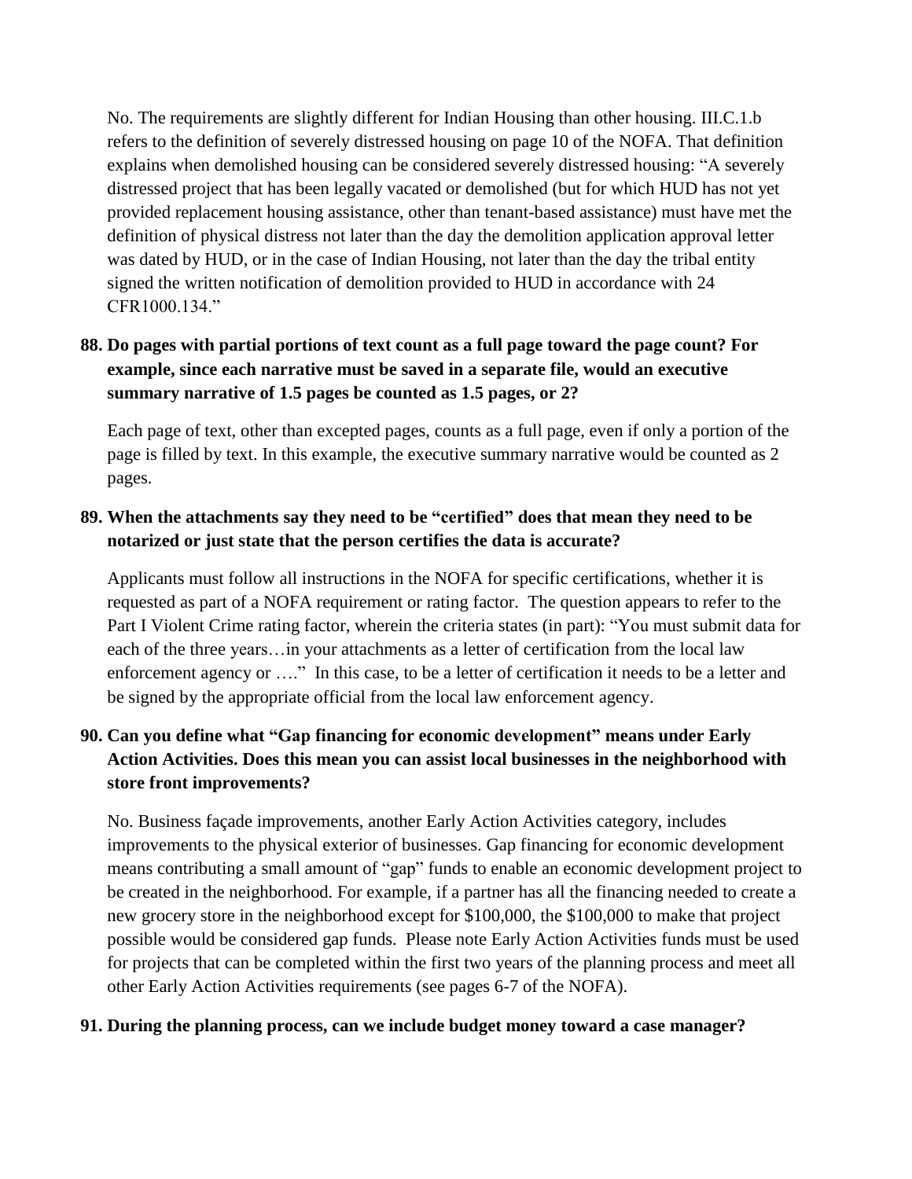No. The requirements are slightly different for Indian Housing than other housing. III.C.1.b refers to the definition of severely distressed housing on page 10 of the NOFA. That definition explains when demolished housing can be considered severely distressed housing: "A severely distressed project that has been legally vacated or demolished (but for which HUD has not yet provided replacement housing assistance, other than tenant-based assistance) must have met the definition of physical distress not later than the day the demolition application approval letter was dated by HUD, or in the case of Indian Housing, not later than the day the tribal entity signed the written notification of demolition provided to HUD in accordance with 24 CFR1000.134."

**88. Do pages with partial portions of text count as a full page toward the page count? For example, since each narrative must be saved in a separate file, would an executive summary narrative of 1.5 pages be counted as 1.5 pages, or 2?**

Each page of text, other than excepted pages, counts as a full page, even if only a portion of the page is filled by text. In this example, the executive summary narrative would be counted as 2 pages.

**89. When the attachments say they need to be "certified" does that mean they need to be notarized or just state that the person certifies the data is accurate?**

Applicants must follow all instructions in the NOFA for specific certifications, whether it is requested as part of a NOFA requirement or rating factor. The question appears to refer to the Part I Violent Crime rating factor, wherein the criteria states (in part): "You must submit data for each of the three years…in your attachments as a letter of certification from the local law enforcement agency or …." In this case, to be a letter of certification it needs to be a letter and be signed by the appropriate official from the local law enforcement agency.

**90. Can you define what "Gap financing for economic development" means under Early Action Activities. Does this mean you can assist local businesses in the neighborhood with store front improvements?**

No. Business façade improvements, another Early Action Activities category, includes improvements to the physical exterior of businesses. Gap financing for economic development means contributing a small amount of "gap" funds to enable an economic development project to be created in the neighborhood. For example, if a partner has all the financing needed to create a new grocery store in the neighborhood except for $100,000, the $100,000 to make that project possible would be considered gap funds. Please note Early Action Activities funds must be used for projects that can be completed within the first two years of the planning process and meet all other Early Action Activities requirements (see pages 6-7 of the NOFA).

**91. During the planning process, can we include budget money toward a case manager?**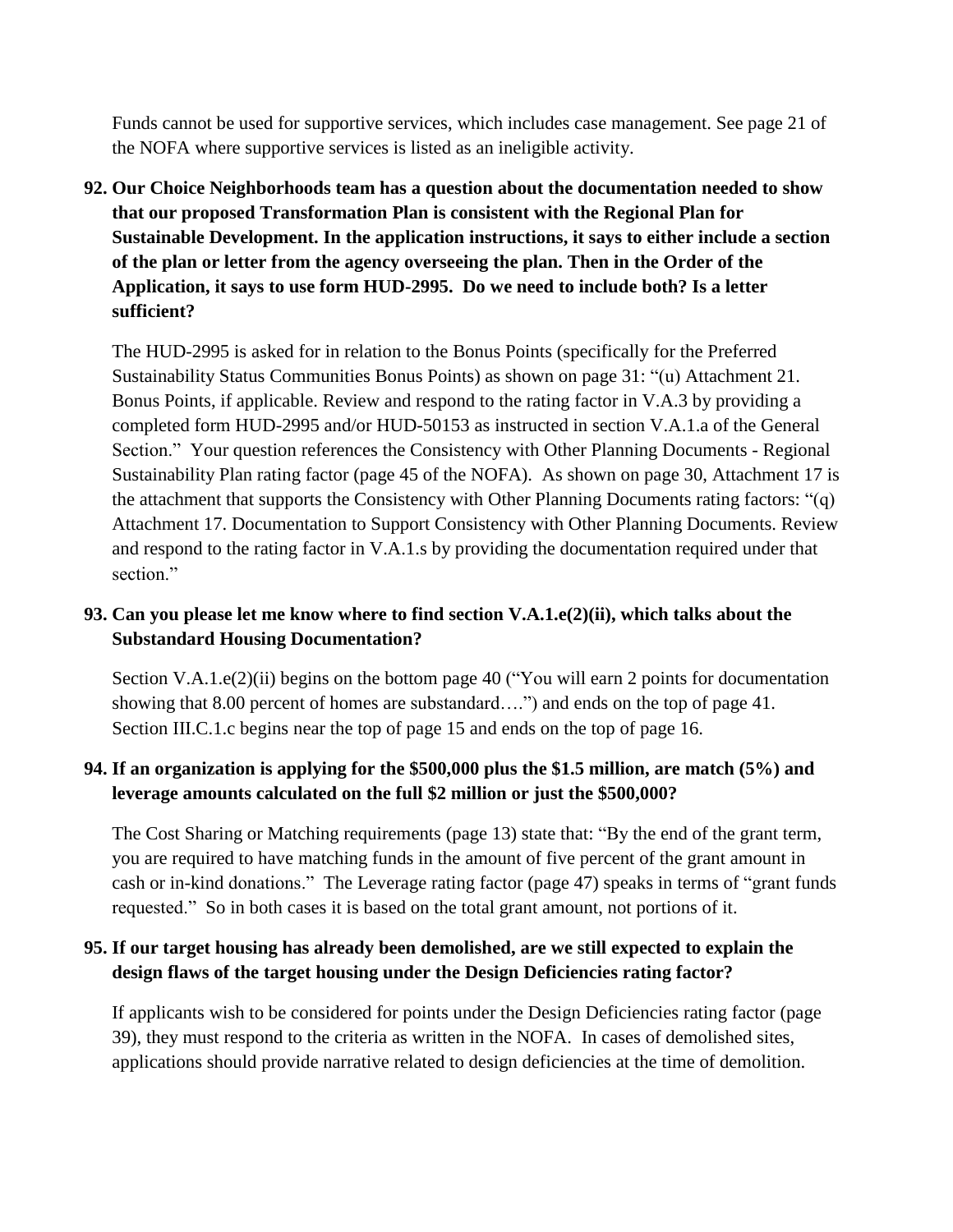Funds cannot be used for supportive services, which includes case management. See page 21 of the NOFA where supportive services is listed as an ineligible activity.

**92. Our Choice Neighborhoods team has a question about the documentation needed to show that our proposed Transformation Plan is consistent with the Regional Plan for Sustainable Development. In the application instructions, it says to either include a section of the plan or letter from the agency overseeing the plan. Then in the Order of the Application, it says to use form HUD-2995. Do we need to include both? Is a letter sufficient?**

The HUD-2995 is asked for in relation to the Bonus Points (specifically for the Preferred Sustainability Status Communities Bonus Points) as shown on page 31: "(u) Attachment 21. Bonus Points, if applicable. Review and respond to the rating factor in V.A.3 by providing a completed form HUD-2995 and/or HUD-50153 as instructed in section V.A.1.a of the General Section." Your question references the Consistency with Other Planning Documents - Regional Sustainability Plan rating factor (page 45 of the NOFA). As shown on page 30, Attachment 17 is the attachment that supports the Consistency with Other Planning Documents rating factors: "(q) Attachment 17. Documentation to Support Consistency with Other Planning Documents. Review and respond to the rating factor in V.A.1.s by providing the documentation required under that section."

**93. Can you please let me know where to find section V.A.1.e(2)(ii), which talks about the Substandard Housing Documentation?**

Section V.A.1.e(2)(ii) begins on the bottom page 40 ("You will earn 2 points for documentation showing that 8.00 percent of homes are substandard….") and ends on the top of page 41. Section III.C.1.c begins near the top of page 15 and ends on the top of page 16.

**94. If an organization is applying for the $500,000 plus the $1.5 million, are match (5%) and leverage amounts calculated on the full $2 million or just the $500,000?**

The Cost Sharing or Matching requirements (page 13) state that: "By the end of the grant term, you are required to have matching funds in the amount of five percent of the grant amount in cash or in-kind donations." The Leverage rating factor (page 47) speaks in terms of "grant funds requested." So in both cases it is based on the total grant amount, not portions of it.

**95. If our target housing has already been demolished, are we still expected to explain the design flaws of the target housing under the Design Deficiencies rating factor?**

If applicants wish to be considered for points under the Design Deficiencies rating factor (page 39), they must respond to the criteria as written in the NOFA. In cases of demolished sites, applications should provide narrative related to design deficiencies at the time of demolition.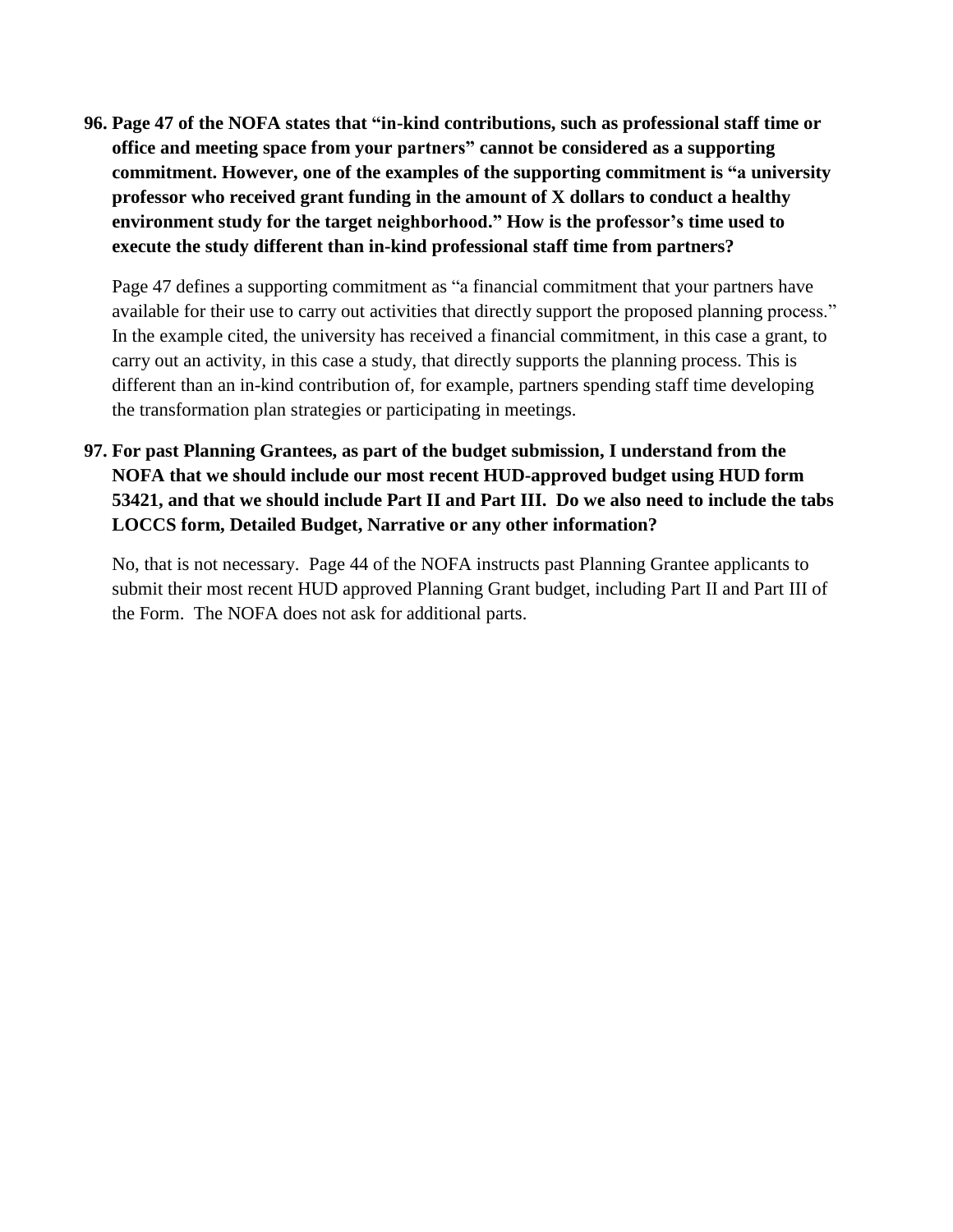**96. Page 47 of the NOFA states that "in-kind contributions, such as professional staff time or office and meeting space from your partners" cannot be considered as a supporting commitment. However, one of the examples of the supporting commitment is "a university professor who received grant funding in the amount of X dollars to conduct a healthy environment study for the target neighborhood." How is the professor's time used to execute the study different than in-kind professional staff time from partners?**

Page 47 defines a supporting commitment as "a financial commitment that your partners have available for their use to carry out activities that directly support the proposed planning process." In the example cited, the university has received a financial commitment, in this case a grant, to carry out an activity, in this case a study, that directly supports the planning process. This is different than an in-kind contribution of, for example, partners spending staff time developing the transformation plan strategies or participating in meetings.

**97. For past Planning Grantees, as part of the budget submission, I understand from the NOFA that we should include our most recent HUD-approved budget using HUD form 53421, and that we should include Part II and Part III. Do we also need to include the tabs LOCCS form, Detailed Budget, Narrative or any other information?**

No, that is not necessary. Page 44 of the NOFA instructs past Planning Grantee applicants to submit their most recent HUD approved Planning Grant budget, including Part II and Part III of the Form. The NOFA does not ask for additional parts.